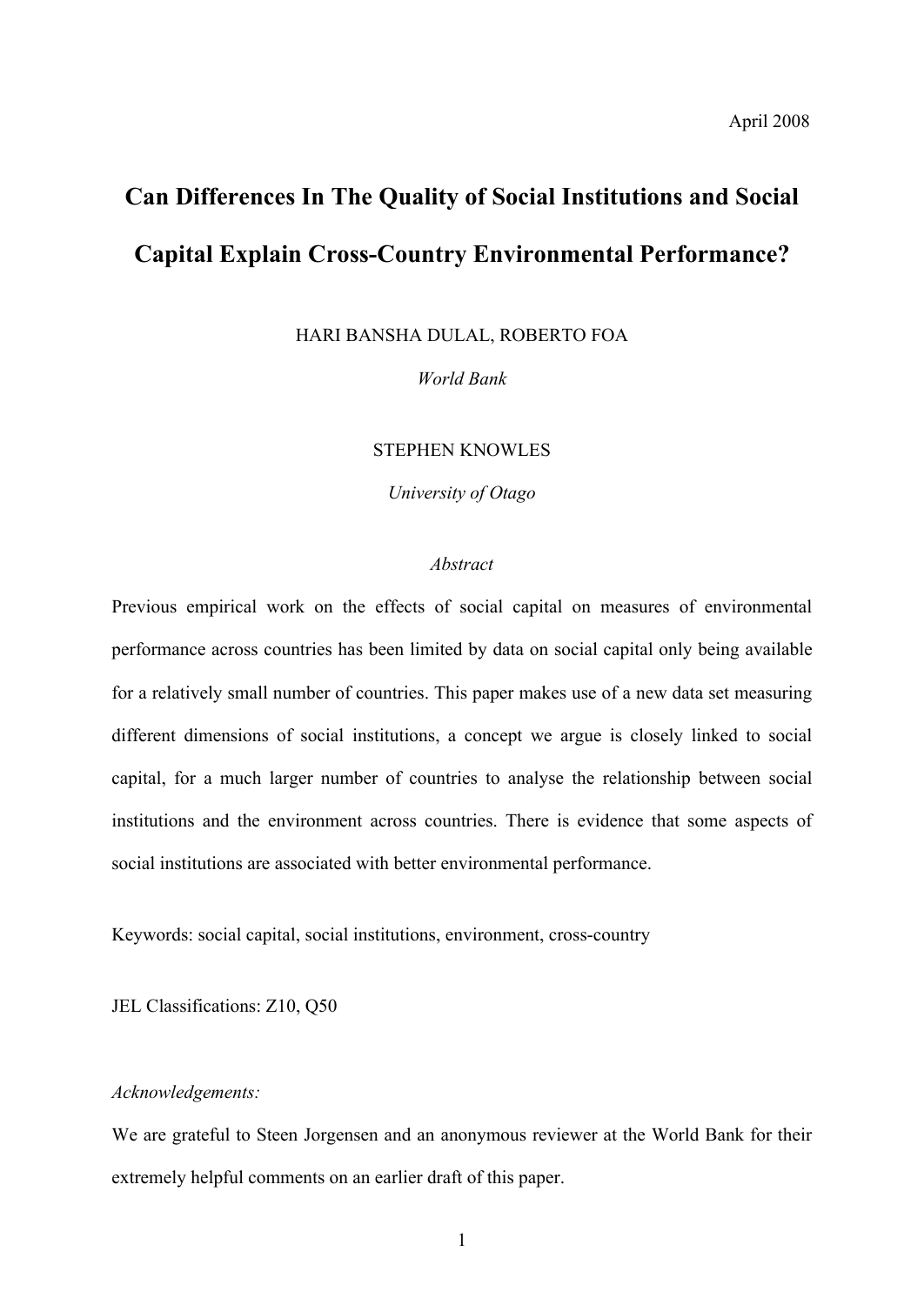April 2008

# Can Differences In The Quality of Social Institutions and Social Capital Explain Cross-Country Environmental Performance?

HARI BANSHA DULAL, ROBERTO FOA

*World Bank*

STEPHEN KNOWLES

*University of Otago*

*Abstract*

Previous empirical work on the effects of social capital on measures of environmental performance across countries has been limited by data on social capital only being available for a relatively small number of countries. This paper makes use of a new data set measuring different dimensions of social institutions, a concept we argue is closely linked to social capital, for a much larger number of countries to analyse the relationship between social institutions and the environment across countries. There is evidence that some aspects of social institutions are associated with better environmental performance.

Keywords: social capital, social institutions, environment, cross-country

JEL Classifications: Z10, Q50

*Acknowledgements:*

We are grateful to Steen Jorgensen and an anonymous reviewer at the World Bank for their extremely helpful comments on an earlier draft of this paper.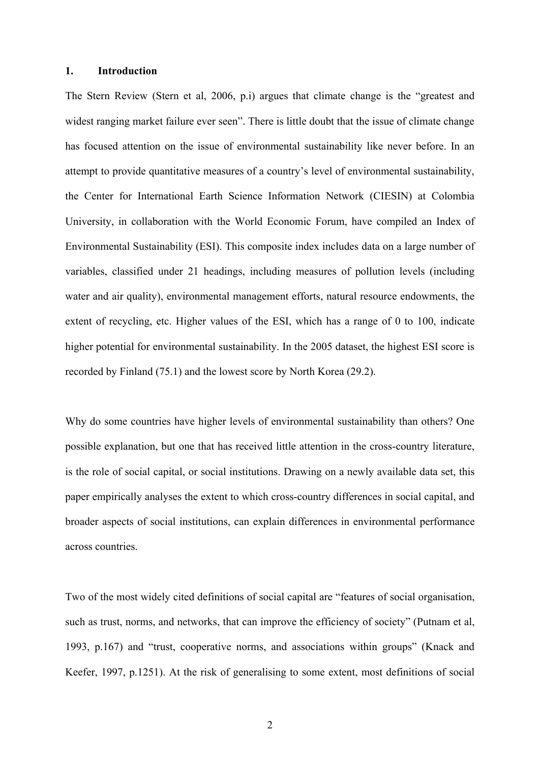## 1. Introduction

The Stern Review (Stern et al, 2006, p.i) argues that climate change is the "greatest and widest ranging market failure ever seen". There is little doubt that the issue of climate change has focused attention on the issue of environmental sustainability like never before. In an attempt to provide quantitative measures of a country's level of environmental sustainability, the Center for International Earth Science Information Network (CIESIN) at Colombia University, in collaboration with the World Economic Forum, have compiled an Index of Environmental Sustainability (ESI). This composite index includes data on a large number of variables, classified under 21 headings, including measures of pollution levels (including water and air quality), environmental management efforts, natural resource endowments, the extent of recycling, etc. Higher values of the ESI, which has a range of 0 to 100, indicate higher potential for environmental sustainability. In the 2005 dataset, the highest ESI score is recorded by Finland (75.1) and the lowest score by North Korea (29.2).

Why do some countries have higher levels of environmental sustainability than others? One possible explanation, but one that has received little attention in the cross-country literature, is the role of social capital, or social institutions. Drawing on a newly available data set, this paper empirically analyses the extent to which cross-country differences in social capital, and broader aspects of social institutions, can explain differences in environmental performance across countries.

Two of the most widely cited definitions of social capital are "features of social organisation, such as trust, norms, and networks, that can improve the efficiency of society" (Putnam et al, 1993, p.167) and "trust, cooperative norms, and associations within groups" (Knack and Keefer, 1997, p.1251). At the risk of generalising to some extent, most definitions of social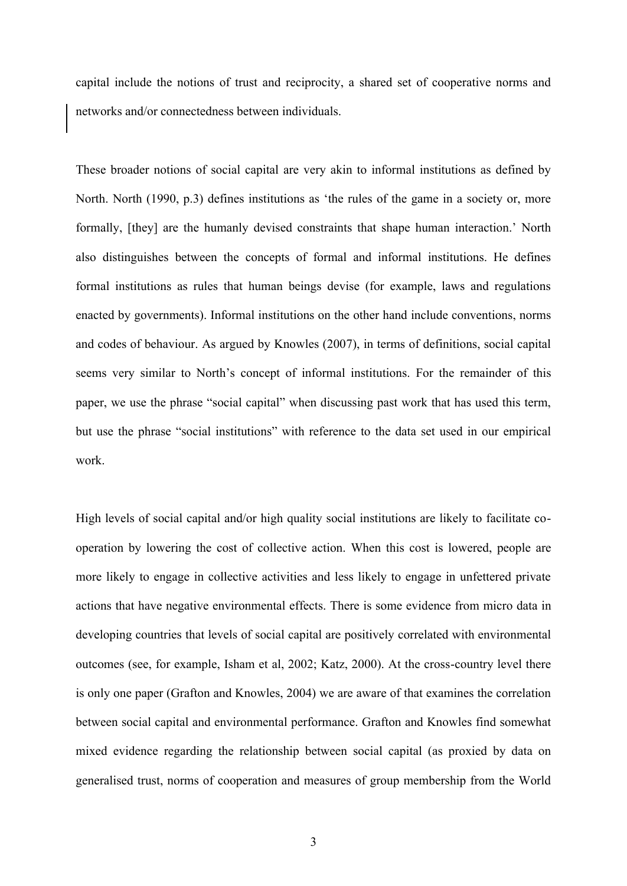capital include the notions of trust and reciprocity, a shared set of cooperative norms and networks and/or connectedness between individuals.

These broader notions of social capital are very akin to informal institutions as defined by North. North (1990, p.3) defines institutions as 'the rules of the game in a society or, more formally, [they] are the humanly devised constraints that shape human interaction.' North also distinguishes between the concepts of formal and informal institutions. He defines formal institutions as rules that human beings devise (for example, laws and regulations enacted by governments). Informal institutions on the other hand include conventions, norms and codes of behaviour. As argued by Knowles (2007), in terms of definitions, social capital seems very similar to North's concept of informal institutions. For the remainder of this paper, we use the phrase "social capital" when discussing past work that has used this term, but use the phrase "social institutions" with reference to the data set used in our empirical work.

High levels of social capital and/or high quality social institutions are likely to facilitate co-operation by lowering the cost of collective action. When this cost is lowered, people are more likely to engage in collective activities and less likely to engage in unfettered private actions that have negative environmental effects. There is some evidence from micro data in developing countries that levels of social capital are positively correlated with environmental outcomes (see, for example, Isham et al, 2002; Katz, 2000). At the cross-country level there is only one paper (Grafton and Knowles, 2004) we are aware of that examines the correlation between social capital and environmental performance. Grafton and Knowles find somewhat mixed evidence regarding the relationship between social capital (as proxied by data on generalised trust, norms of cooperation and measures of group membership from the World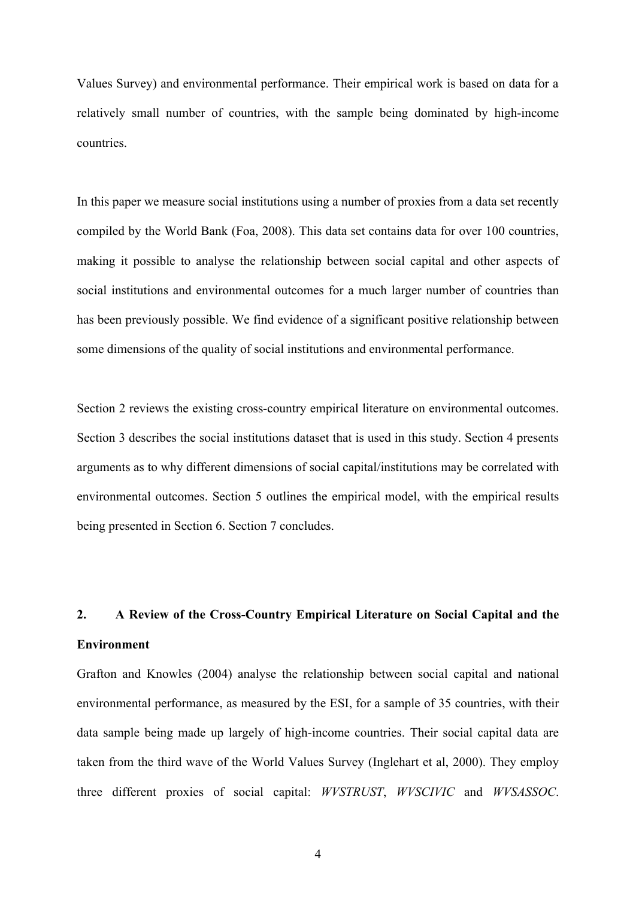Values Survey) and environmental performance. Their empirical work is based on data for a relatively small number of countries, with the sample being dominated by high-income countries.

In this paper we measure social institutions using a number of proxies from a data set recently compiled by the World Bank (Foa, 2008). This data set contains data for over 100 countries, making it possible to analyse the relationship between social capital and other aspects of social institutions and environmental outcomes for a much larger number of countries than has been previously possible. We find evidence of a significant positive relationship between some dimensions of the quality of social institutions and environmental performance.

Section 2 reviews the existing cross-country empirical literature on environmental outcomes. Section 3 describes the social institutions dataset that is used in this study. Section 4 presents arguments as to why different dimensions of social capital/institutions may be correlated with environmental outcomes. Section 5 outlines the empirical model, with the empirical results being presented in Section 6. Section 7 concludes.

## 2. A Review of the Cross-Country Empirical Literature on Social Capital and the Environment

Grafton and Knowles (2004) analyse the relationship between social capital and national environmental performance, as measured by the ESI, for a sample of 35 countries, with their data sample being made up largely of high-income countries. Their social capital data are taken from the third wave of the World Values Survey (Inglehart et al, 2000). They employ three different proxies of social capital: *WVSTRUST*, *WVSCIVIC* and *WVSASSOC*.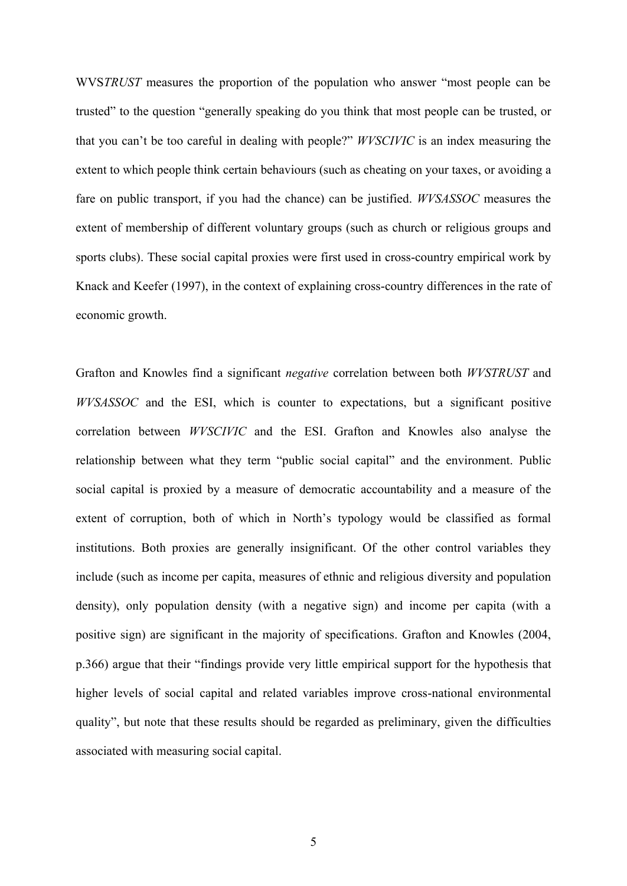WVS*TRUST* measures the proportion of the population who answer "most people can be trusted" to the question "generally speaking do you think that most people can be trusted, or that you can't be too careful in dealing with people?" *WVSCIVIC* is an index measuring the extent to which people think certain behaviours (such as cheating on your taxes, or avoiding a fare on public transport, if you had the chance) can be justified. *WVSASSOC* measures the extent of membership of different voluntary groups (such as church or religious groups and sports clubs). These social capital proxies were first used in cross-country empirical work by Knack and Keefer (1997), in the context of explaining cross-country differences in the rate of economic growth.

Grafton and Knowles find a significant *negative* correlation between both *WVSTRUST* and *WVSASSOC* and the ESI, which is counter to expectations, but a significant positive correlation between *WVSCIVIC* and the ESI. Grafton and Knowles also analyse the relationship between what they term "public social capital" and the environment. Public social capital is proxied by a measure of democratic accountability and a measure of the extent of corruption, both of which in North's typology would be classified as formal institutions. Both proxies are generally insignificant. Of the other control variables they include (such as income per capita, measures of ethnic and religious diversity and population density), only population density (with a negative sign) and income per capita (with a positive sign) are significant in the majority of specifications. Grafton and Knowles (2004, p.366) argue that their "findings provide very little empirical support for the hypothesis that higher levels of social capital and related variables improve cross-national environmental quality", but note that these results should be regarded as preliminary, given the difficulties associated with measuring social capital.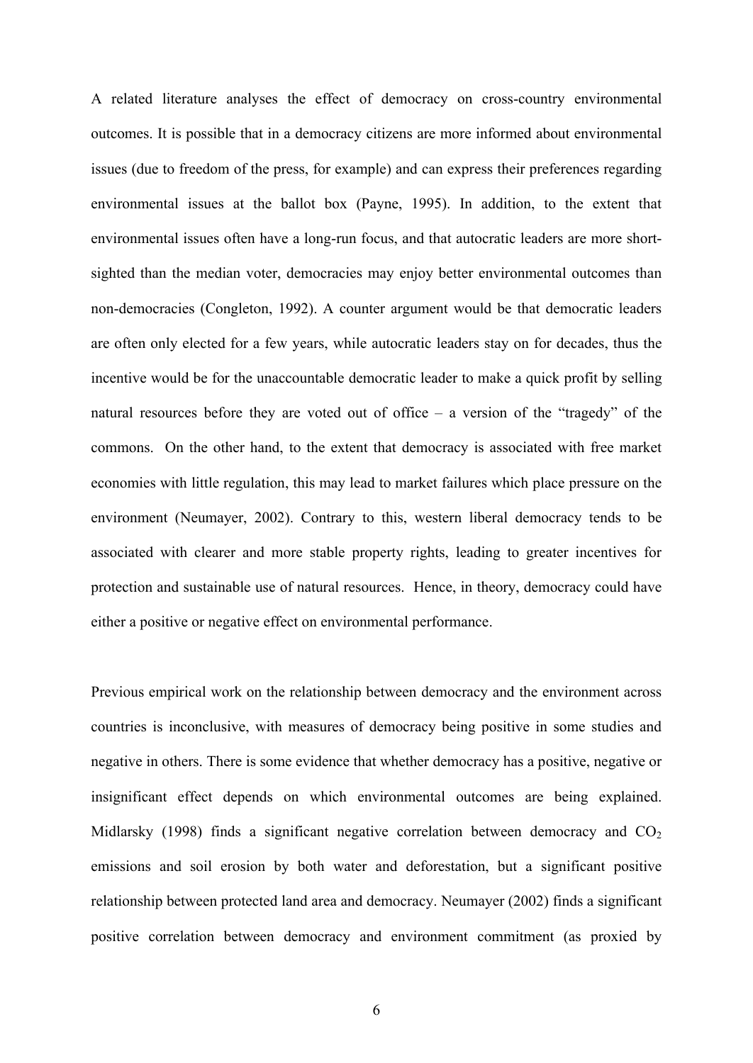A related literature analyses the effect of democracy on cross-country environmental outcomes. It is possible that in a democracy citizens are more informed about environmental issues (due to freedom of the press, for example) and can express their preferences regarding environmental issues at the ballot box (Payne, 1995). In addition, to the extent that environmental issues often have a long-run focus, and that autocratic leaders are more short-sighted than the median voter, democracies may enjoy better environmental outcomes than non-democracies (Congleton, 1992). A counter argument would be that democratic leaders are often only elected for a few years, while autocratic leaders stay on for decades, thus the incentive would be for the unaccountable democratic leader to make a quick profit by selling natural resources before they are voted out of office – a version of the "tragedy" of the commons. On the other hand, to the extent that democracy is associated with free market economies with little regulation, this may lead to market failures which place pressure on the environment (Neumayer, 2002). Contrary to this, western liberal democracy tends to be associated with clearer and more stable property rights, leading to greater incentives for protection and sustainable use of natural resources. Hence, in theory, democracy could have either a positive or negative effect on environmental performance.

Previous empirical work on the relationship between democracy and the environment across countries is inconclusive, with measures of democracy being positive in some studies and negative in others. There is some evidence that whether democracy has a positive, negative or insignificant effect depends on which environmental outcomes are being explained. Midlarsky (1998) finds a significant negative correlation between democracy and $CO_2$ emissions and soil erosion by both water and deforestation, but a significant positive relationship between protected land area and democracy. Neumayer (2002) finds a significant positive correlation between democracy and environment commitment (as proxied by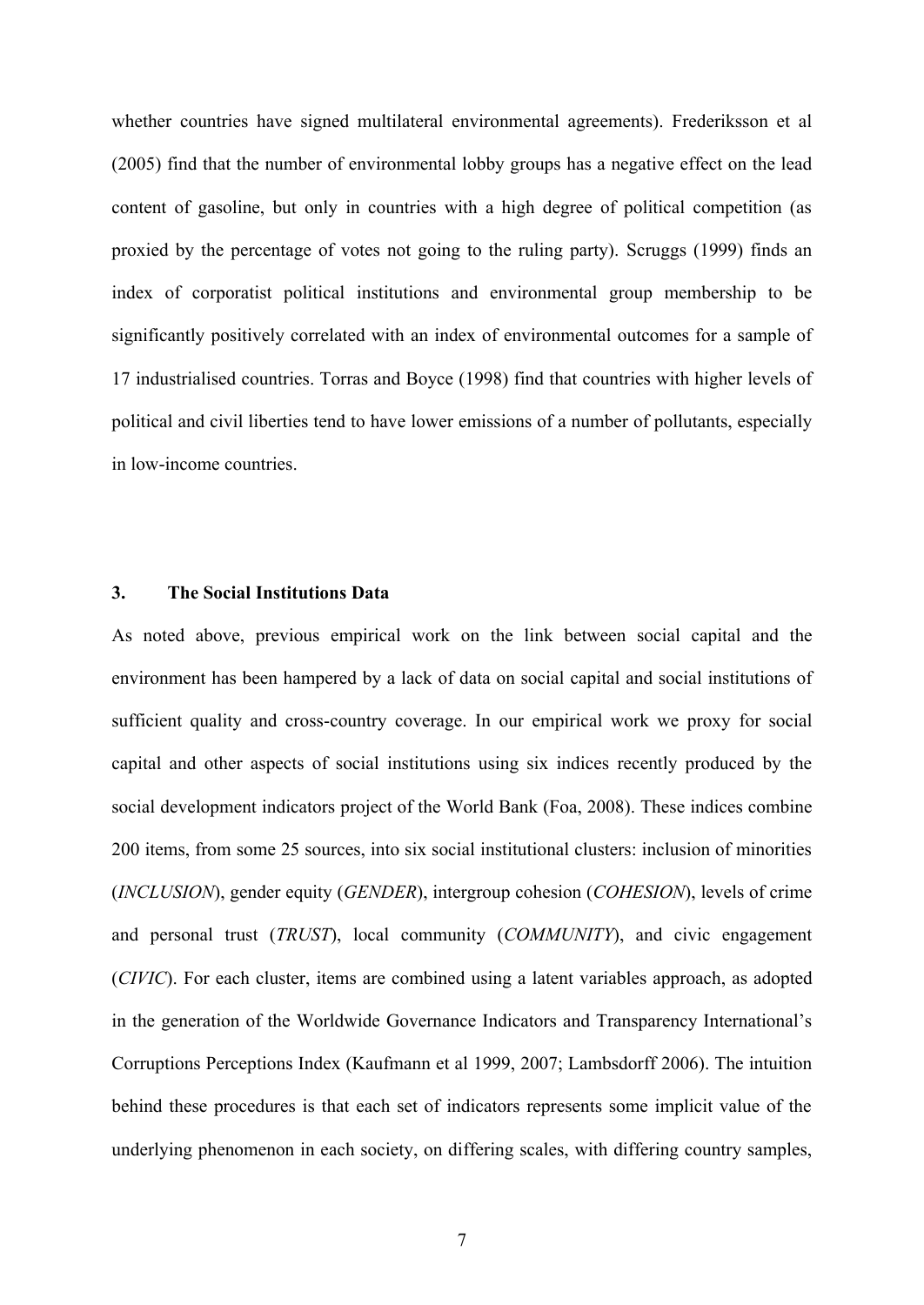whether countries have signed multilateral environmental agreements). Frederiksson et al (2005) find that the number of environmental lobby groups has a negative effect on the lead content of gasoline, but only in countries with a high degree of political competition (as proxied by the percentage of votes not going to the ruling party). Scruggs (1999) finds an index of corporatist political institutions and environmental group membership to be significantly positively correlated with an index of environmental outcomes for a sample of 17 industrialised countries. Torras and Boyce (1998) find that countries with higher levels of political and civil liberties tend to have lower emissions of a number of pollutants, especially in low-income countries.

## 3. The Social Institutions Data

As noted above, previous empirical work on the link between social capital and the environment has been hampered by a lack of data on social capital and social institutions of sufficient quality and cross-country coverage. In our empirical work we proxy for social capital and other aspects of social institutions using six indices recently produced by the social development indicators project of the World Bank (Foa, 2008). These indices combine 200 items, from some 25 sources, into six social institutional clusters: inclusion of minorities (*INCLUSION*), gender equity (*GENDER*), intergroup cohesion (*COHESION*), levels of crime and personal trust (*TRUST*), local community (*COMMUNITY*), and civic engagement (*CIVIC*). For each cluster, items are combined using a latent variables approach, as adopted in the generation of the Worldwide Governance Indicators and Transparency International's Corruptions Perceptions Index (Kaufmann et al 1999, 2007; Lambsdorff 2006). The intuition behind these procedures is that each set of indicators represents some implicit value of the underlying phenomenon in each society, on differing scales, with differing country samples,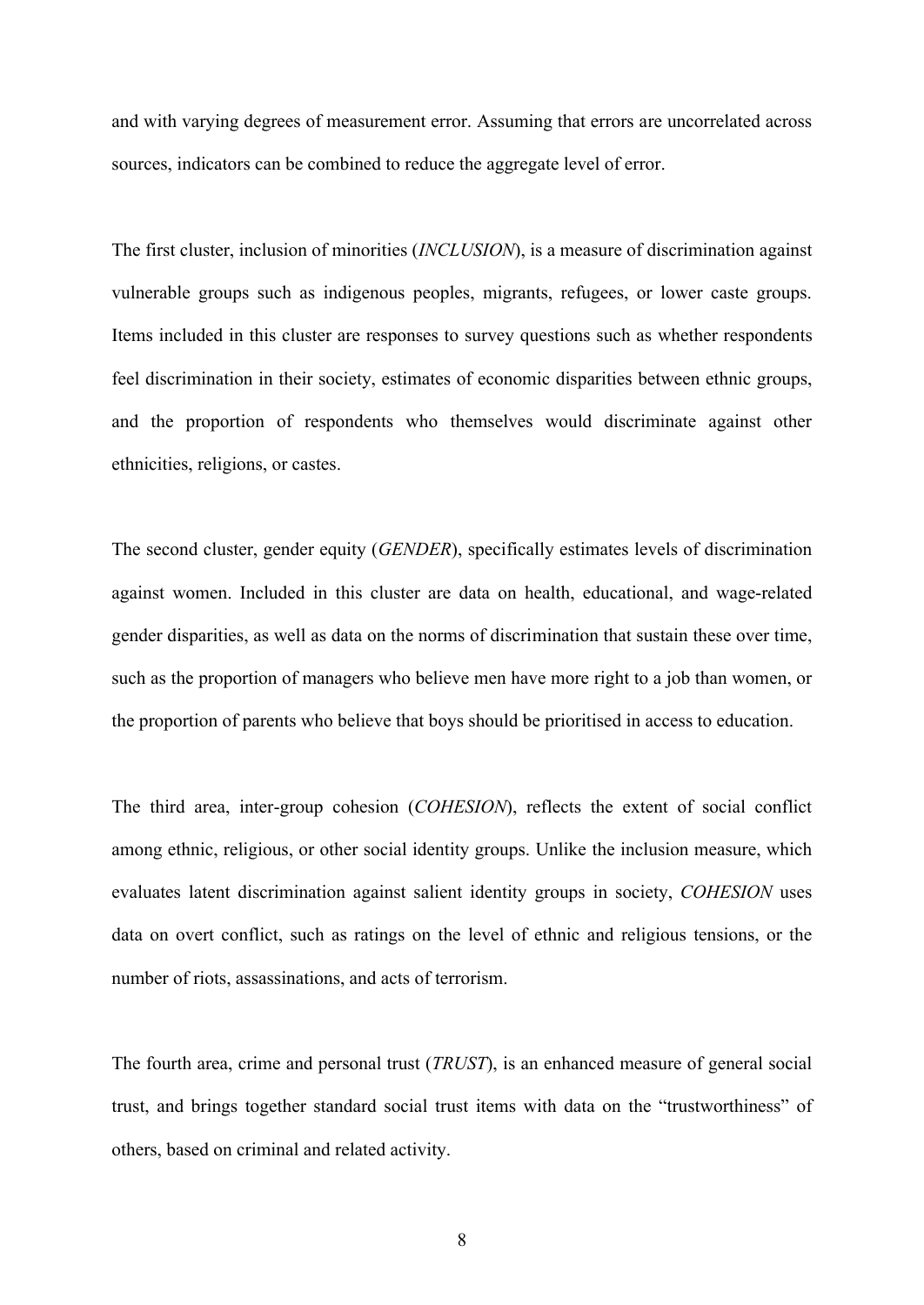and with varying degrees of measurement error. Assuming that errors are uncorrelated across sources, indicators can be combined to reduce the aggregate level of error.

The first cluster, inclusion of minorities (*INCLUSION*), is a measure of discrimination against vulnerable groups such as indigenous peoples, migrants, refugees, or lower caste groups. Items included in this cluster are responses to survey questions such as whether respondents feel discrimination in their society, estimates of economic disparities between ethnic groups, and the proportion of respondents who themselves would discriminate against other ethnicities, religions, or castes.

The second cluster, gender equity (*GENDER*), specifically estimates levels of discrimination against women. Included in this cluster are data on health, educational, and wage-related gender disparities, as well as data on the norms of discrimination that sustain these over time, such as the proportion of managers who believe men have more right to a job than women, or the proportion of parents who believe that boys should be prioritised in access to education.

The third area, inter-group cohesion (*COHESION*), reflects the extent of social conflict among ethnic, religious, or other social identity groups. Unlike the inclusion measure, which evaluates latent discrimination against salient identity groups in society, *COHESION* uses data on overt conflict, such as ratings on the level of ethnic and religious tensions, or the number of riots, assassinations, and acts of terrorism.

The fourth area, crime and personal trust (*TRUST*), is an enhanced measure of general social trust, and brings together standard social trust items with data on the "trustworthiness" of others, based on criminal and related activity.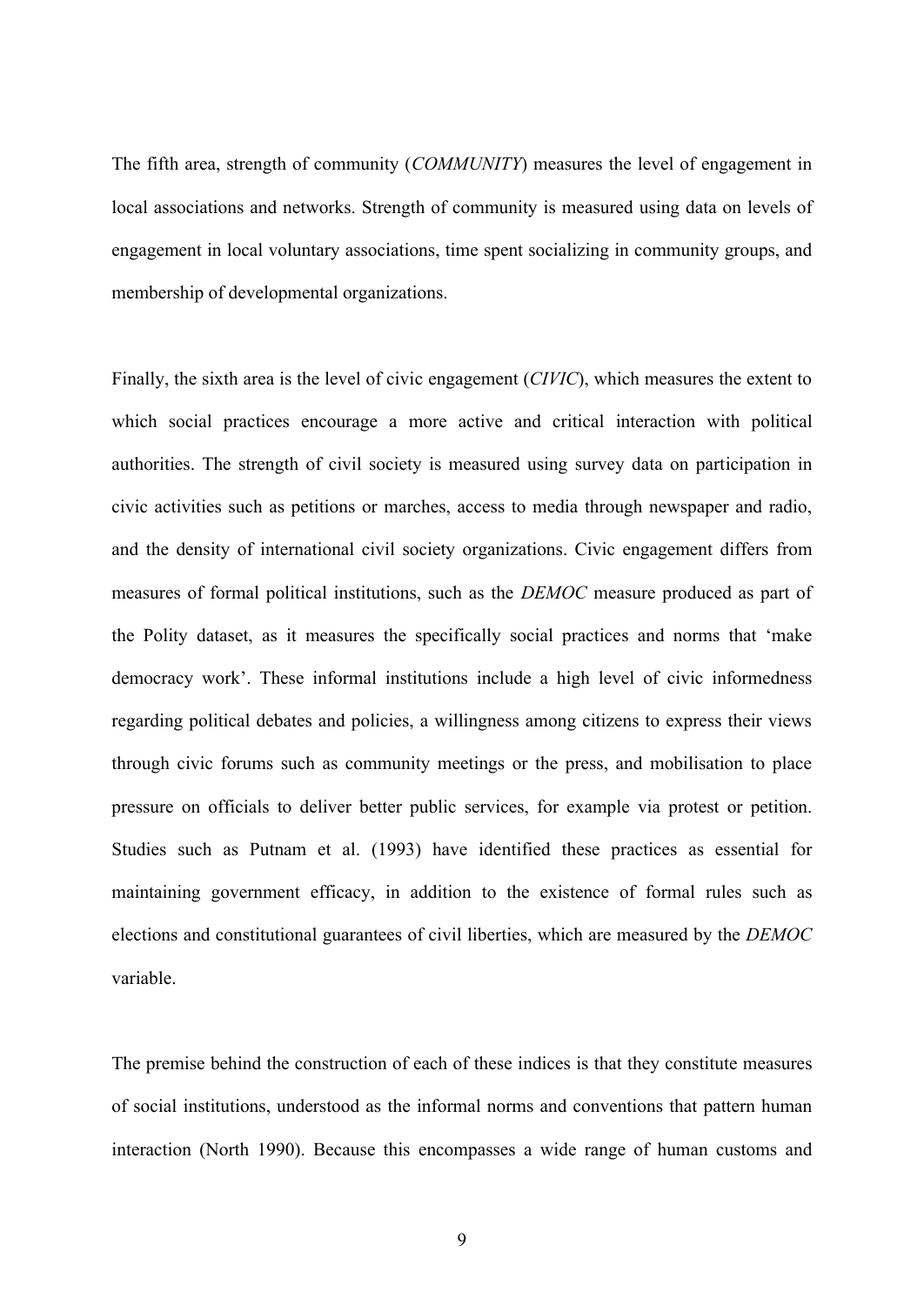The fifth area, strength of community (*COMMUNITY*) measures the level of engagement in local associations and networks. Strength of community is measured using data on levels of engagement in local voluntary associations, time spent socializing in community groups, and membership of developmental organizations.

Finally, the sixth area is the level of civic engagement (*CIVIC*), which measures the extent to which social practices encourage a more active and critical interaction with political authorities. The strength of civil society is measured using survey data on participation in civic activities such as petitions or marches, access to media through newspaper and radio, and the density of international civil society organizations. Civic engagement differs from measures of formal political institutions, such as the *DEMOC* measure produced as part of the Polity dataset, as it measures the specifically social practices and norms that 'make democracy work'. These informal institutions include a high level of civic informedness regarding political debates and policies, a willingness among citizens to express their views through civic forums such as community meetings or the press, and mobilisation to place pressure on officials to deliver better public services, for example via protest or petition. Studies such as Putnam et al. (1993) have identified these practices as essential for maintaining government efficacy, in addition to the existence of formal rules such as elections and constitutional guarantees of civil liberties, which are measured by the *DEMOC* variable.

The premise behind the construction of each of these indices is that they constitute measures of social institutions, understood as the informal norms and conventions that pattern human interaction (North 1990). Because this encompasses a wide range of human customs and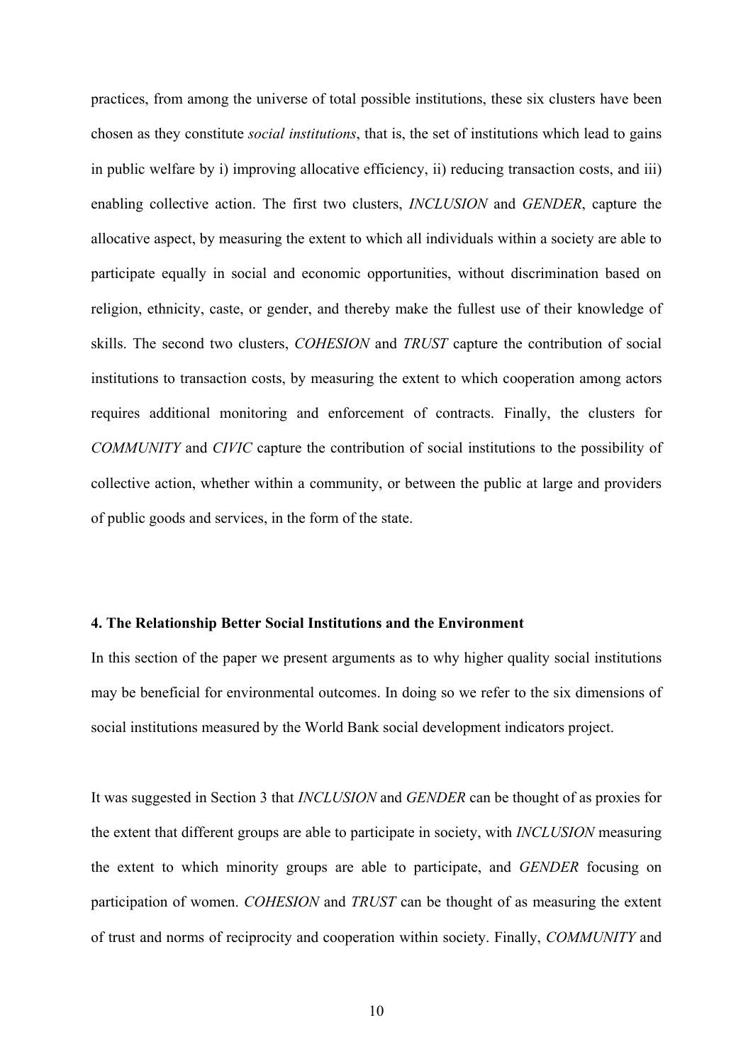practices, from among the universe of total possible institutions, these six clusters have been chosen as they constitute *social institutions*, that is, the set of institutions which lead to gains in public welfare by i) improving allocative efficiency, ii) reducing transaction costs, and iii) enabling collective action. The first two clusters, *INCLUSION* and *GENDER*, capture the allocative aspect, by measuring the extent to which all individuals within a society are able to participate equally in social and economic opportunities, without discrimination based on religion, ethnicity, caste, or gender, and thereby make the fullest use of their knowledge of skills. The second two clusters, *COHESION* and *TRUST* capture the contribution of social institutions to transaction costs, by measuring the extent to which cooperation among actors requires additional monitoring and enforcement of contracts. Finally, the clusters for *COMMUNITY* and *CIVIC* capture the contribution of social institutions to the possibility of collective action, whether within a community, or between the public at large and providers of public goods and services, in the form of the state.

#### 4. The Relationship Better Social Institutions and the Environment

In this section of the paper we present arguments as to why higher quality social institutions may be beneficial for environmental outcomes. In doing so we refer to the six dimensions of social institutions measured by the World Bank social development indicators project.

It was suggested in Section 3 that *INCLUSION* and *GENDER* can be thought of as proxies for the extent that different groups are able to participate in society, with *INCLUSION* measuring the extent to which minority groups are able to participate, and *GENDER* focusing on participation of women. *COHESION* and *TRUST* can be thought of as measuring the extent of trust and norms of reciprocity and cooperation within society. Finally, *COMMUNITY* and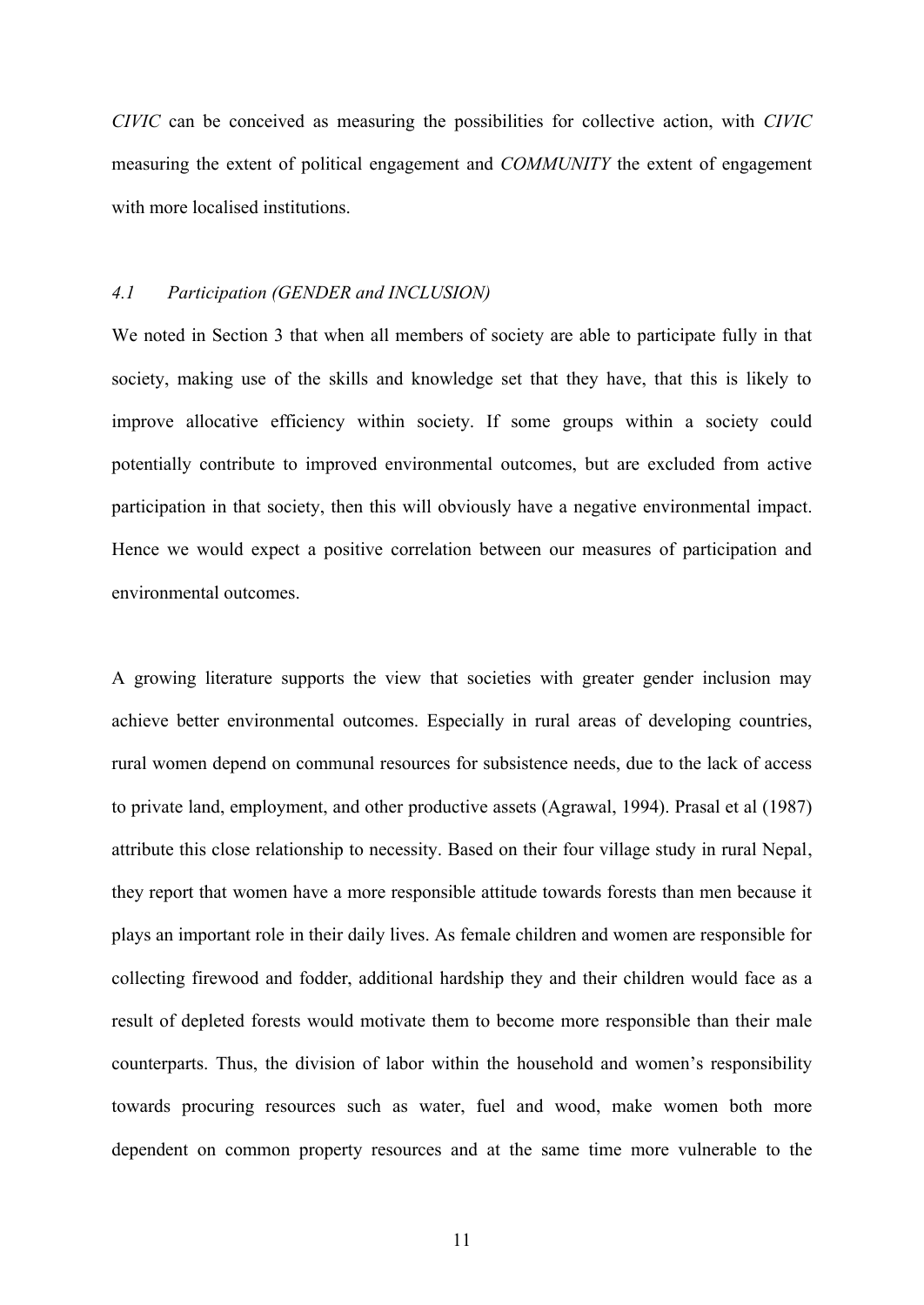*CIVIC* can be conceived as measuring the possibilities for collective action, with *CIVIC* measuring the extent of political engagement and *COMMUNITY* the extent of engagement with more localised institutions.

### *4.1 Participation (GENDER and INCLUSION)*

We noted in Section 3 that when all members of society are able to participate fully in that society, making use of the skills and knowledge set that they have, that this is likely to improve allocative efficiency within society. If some groups within a society could potentially contribute to improved environmental outcomes, but are excluded from active participation in that society, then this will obviously have a negative environmental impact. Hence we would expect a positive correlation between our measures of participation and environmental outcomes.

A growing literature supports the view that societies with greater gender inclusion may achieve better environmental outcomes. Especially in rural areas of developing countries, rural women depend on communal resources for subsistence needs, due to the lack of access to private land, employment, and other productive assets (Agrawal, 1994). Prasal et al (1987) attribute this close relationship to necessity. Based on their four village study in rural Nepal, they report that women have a more responsible attitude towards forests than men because it plays an important role in their daily lives. As female children and women are responsible for collecting firewood and fodder, additional hardship they and their children would face as a result of depleted forests would motivate them to become more responsible than their male counterparts. Thus, the division of labor within the household and women's responsibility towards procuring resources such as water, fuel and wood, make women both more dependent on common property resources and at the same time more vulnerable to the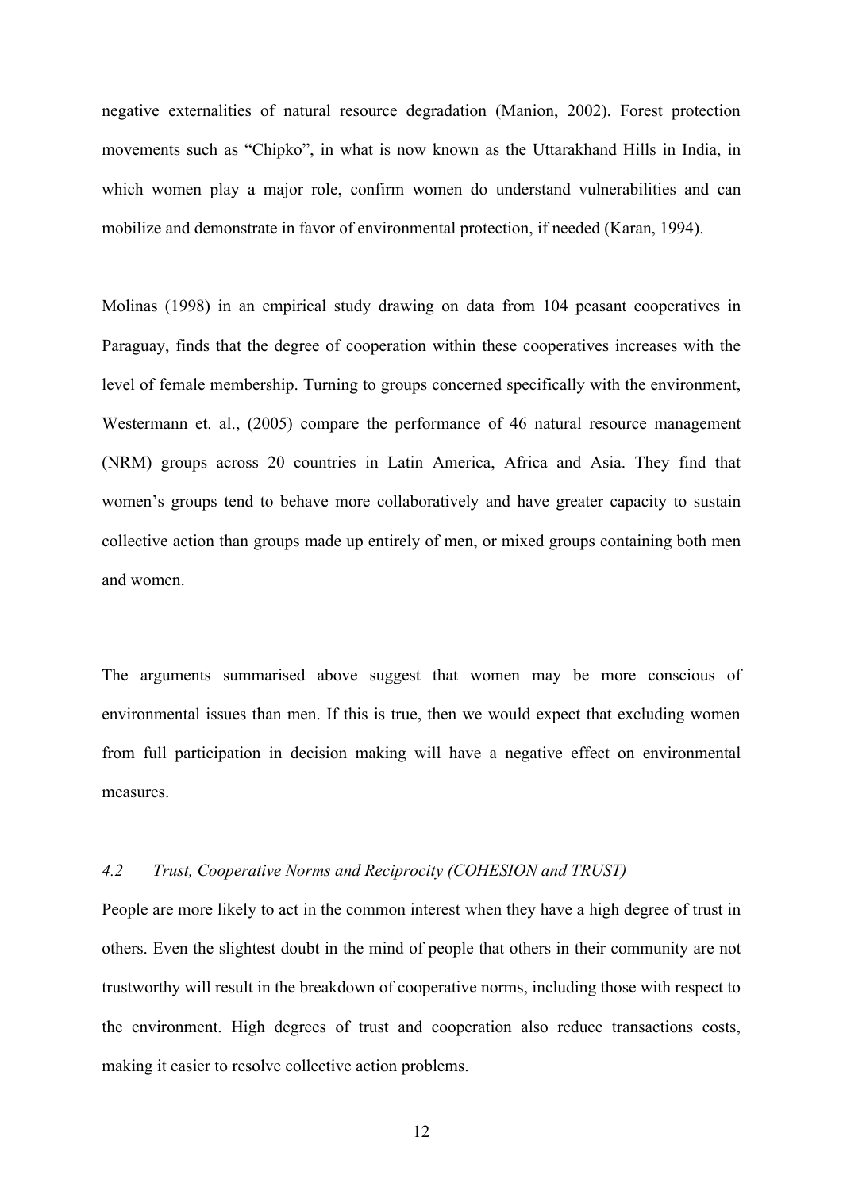negative externalities of natural resource degradation (Manion, 2002). Forest protection movements such as "Chipko", in what is now known as the Uttarakhand Hills in India, in which women play a major role, confirm women do understand vulnerabilities and can mobilize and demonstrate in favor of environmental protection, if needed (Karan, 1994).

Molinas (1998) in an empirical study drawing on data from 104 peasant cooperatives in Paraguay, finds that the degree of cooperation within these cooperatives increases with the level of female membership. Turning to groups concerned specifically with the environment, Westermann et. al., (2005) compare the performance of 46 natural resource management (NRM) groups across 20 countries in Latin America, Africa and Asia. They find that women's groups tend to behave more collaboratively and have greater capacity to sustain collective action than groups made up entirely of men, or mixed groups containing both men and women.

The arguments summarised above suggest that women may be more conscious of environmental issues than men. If this is true, then we would expect that excluding women from full participation in decision making will have a negative effect on environmental measures.

### *4.2 Trust, Cooperative Norms and Reciprocity (COHESION and TRUST)*

People are more likely to act in the common interest when they have a high degree of trust in others. Even the slightest doubt in the mind of people that others in their community are not trustworthy will result in the breakdown of cooperative norms, including those with respect to the environment. High degrees of trust and cooperation also reduce transactions costs, making it easier to resolve collective action problems.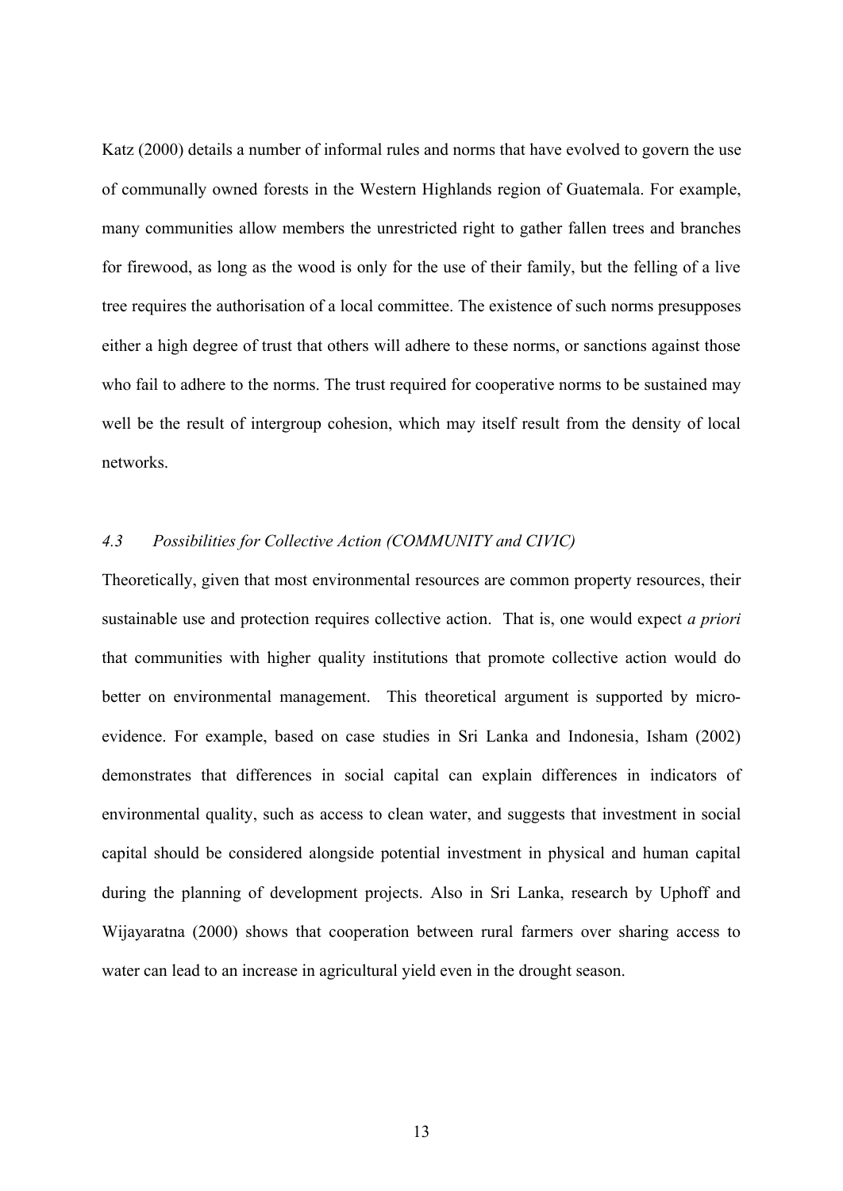Katz (2000) details a number of informal rules and norms that have evolved to govern the use of communally owned forests in the Western Highlands region of Guatemala. For example, many communities allow members the unrestricted right to gather fallen trees and branches for firewood, as long as the wood is only for the use of their family, but the felling of a live tree requires the authorisation of a local committee. The existence of such norms presupposes either a high degree of trust that others will adhere to these norms, or sanctions against those who fail to adhere to the norms. The trust required for cooperative norms to be sustained may well be the result of intergroup cohesion, which may itself result from the density of local networks.

### *4.3 Possibilities for Collective Action (COMMUNITY and CIVIC)*

Theoretically, given that most environmental resources are common property resources, their sustainable use and protection requires collective action. That is, one would expect *a priori* that communities with higher quality institutions that promote collective action would do better on environmental management. This theoretical argument is supported by micro-evidence. For example, based on case studies in Sri Lanka and Indonesia, Isham (2002) demonstrates that differences in social capital can explain differences in indicators of environmental quality, such as access to clean water, and suggests that investment in social capital should be considered alongside potential investment in physical and human capital during the planning of development projects. Also in Sri Lanka, research by Uphoff and Wijayaratna (2000) shows that cooperation between rural farmers over sharing access to water can lead to an increase in agricultural yield even in the drought season.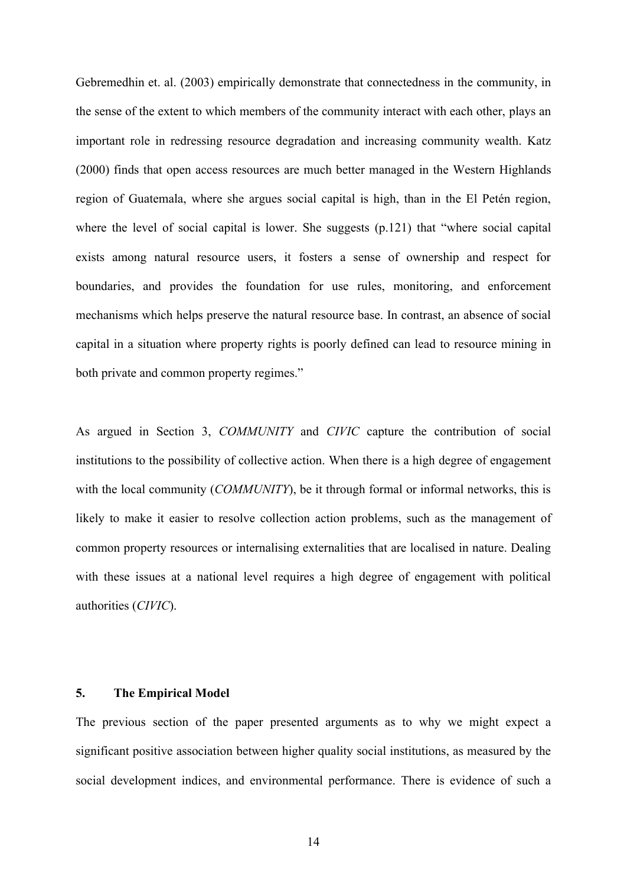Gebremedhin et. al. (2003) empirically demonstrate that connectedness in the community, in the sense of the extent to which members of the community interact with each other, plays an important role in redressing resource degradation and increasing community wealth. Katz (2000) finds that open access resources are much better managed in the Western Highlands region of Guatemala, where she argues social capital is high, than in the El Petén region, where the level of social capital is lower. She suggests (p.121) that "where social capital exists among natural resource users, it fosters a sense of ownership and respect for boundaries, and provides the foundation for use rules, monitoring, and enforcement mechanisms which helps preserve the natural resource base. In contrast, an absence of social capital in a situation where property rights is poorly defined can lead to resource mining in both private and common property regimes."

As argued in Section 3, *COMMUNITY* and *CIVIC* capture the contribution of social institutions to the possibility of collective action. When there is a high degree of engagement with the local community (*COMMUNITY*), be it through formal or informal networks, this is likely to make it easier to resolve collection action problems, such as the management of common property resources or internalising externalities that are localised in nature. Dealing with these issues at a national level requires a high degree of engagement with political authorities (*CIVIC*).

## 5. The Empirical Model

The previous section of the paper presented arguments as to why we might expect a significant positive association between higher quality social institutions, as measured by the social development indices, and environmental performance. There is evidence of such a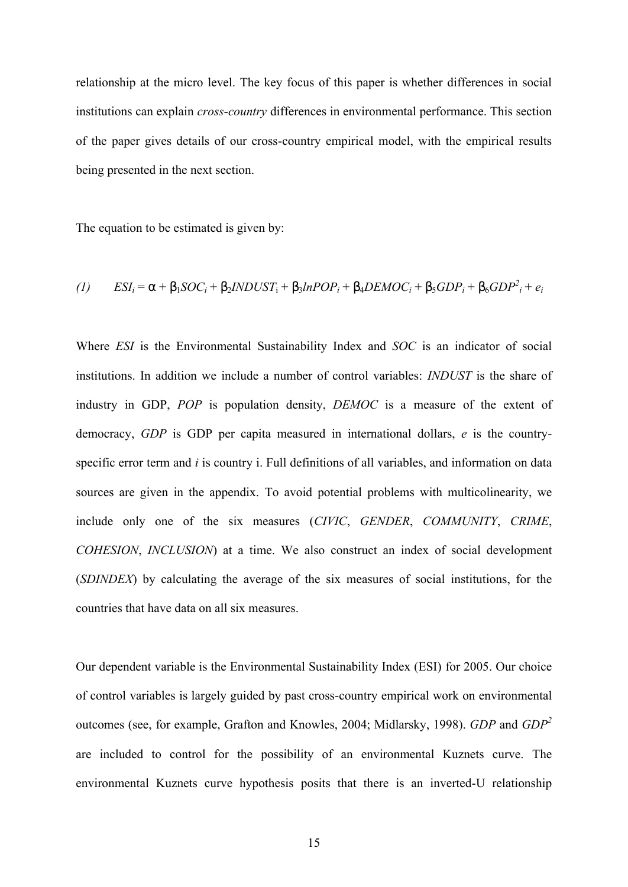relationship at the micro level. The key focus of this paper is whether differences in social institutions can explain *cross-country* differences in environmental performance. This section of the paper gives details of our cross-country empirical model, with the empirical results being presented in the next section.

The equation to be estimated is given by:

$$(1) \qquad ESI_i = \alpha + \beta_1 SOC_i + \beta_2 INDUST_i + \beta_3 lnPOP_i + \beta_4 DEMOC_i + \beta_5 GDP_i + \beta_6 GDP^2_i + e_i$$

Where *ESI* is the Environmental Sustainability Index and *SOC* is an indicator of social institutions. In addition we include a number of control variables: *INDUST* is the share of industry in GDP, *POP* is population density, *DEMOC* is a measure of the extent of democracy, *GDP* is GDP per capita measured in international dollars, *e* is the country-specific error term and *i* is country i. Full definitions of all variables, and information on data sources are given in the appendix. To avoid potential problems with multicolinearity, we include only one of the six measures (*CIVIC*, *GENDER*, *COMMUNITY*, *CRIME*, *COHESION*, *INCLUSION*) at a time. We also construct an index of social development (*SDINDEX*) by calculating the average of the six measures of social institutions, for the countries that have data on all six measures.

Our dependent variable is the Environmental Sustainability Index (ESI) for 2005. Our choice of control variables is largely guided by past cross-country empirical work on environmental outcomes (see, for example, Grafton and Knowles, 2004; Midlarsky, 1998). *GDP* and $GDP^2$ are included to control for the possibility of an environmental Kuznets curve. The environmental Kuznets curve hypothesis posits that there is an inverted-U relationship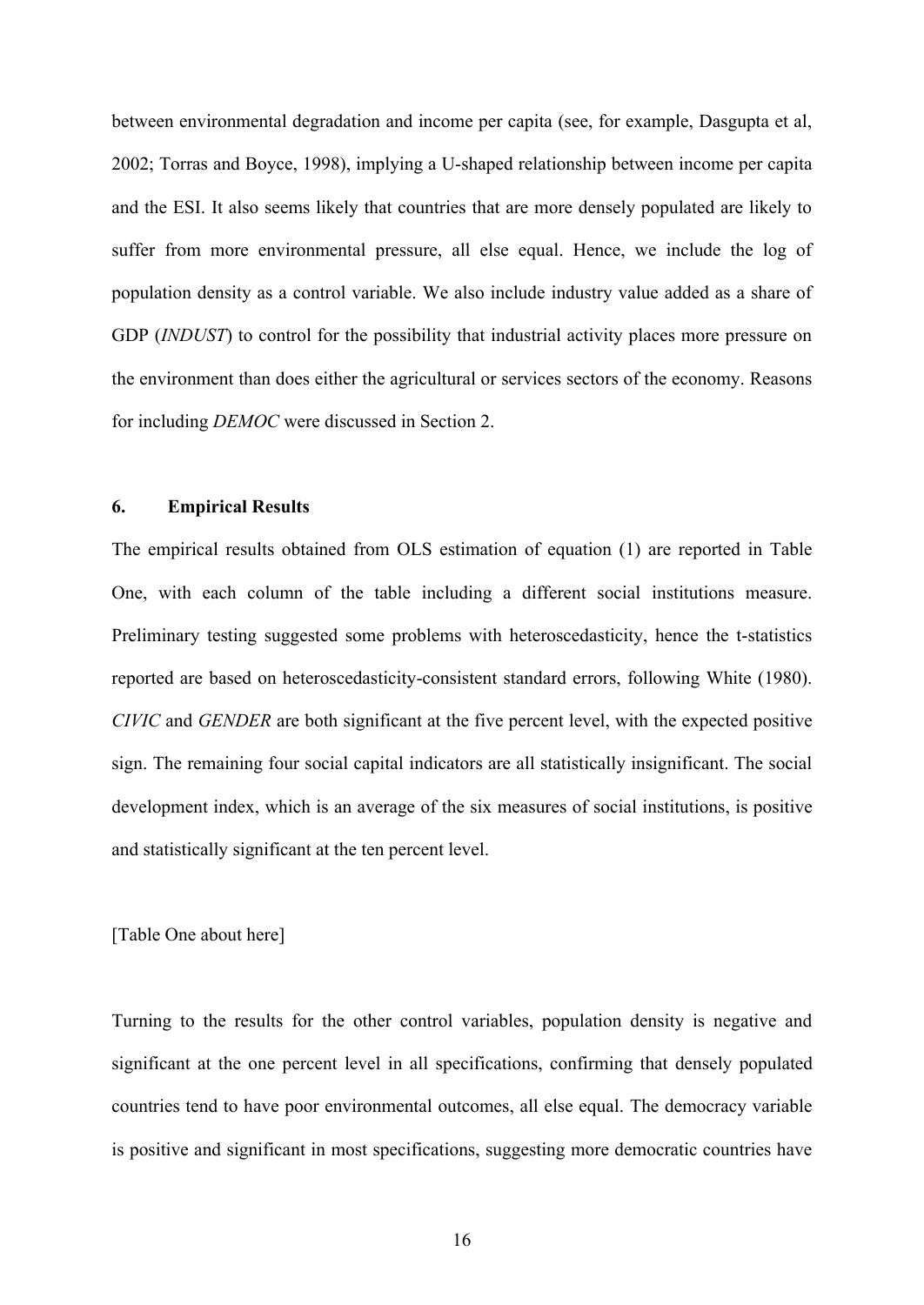between environmental degradation and income per capita (see, for example, Dasgupta et al, 2002; Torras and Boyce, 1998), implying a U-shaped relationship between income per capita and the ESI. It also seems likely that countries that are more densely populated are likely to suffer from more environmental pressure, all else equal. Hence, we include the log of population density as a control variable. We also include industry value added as a share of GDP (*INDUST*) to control for the possibility that industrial activity places more pressure on the environment than does either the agricultural or services sectors of the economy. Reasons for including *DEMOC* were discussed in Section 2.

## 6. Empirical Results

The empirical results obtained from OLS estimation of equation (1) are reported in Table One, with each column of the table including a different social institutions measure. Preliminary testing suggested some problems with heteroscedasticity, hence the t-statistics reported are based on heteroscedasticity-consistent standard errors, following White (1980). *CIVIC* and *GENDER* are both significant at the five percent level, with the expected positive sign. The remaining four social capital indicators are all statistically insignificant. The social development index, which is an average of the six measures of social institutions, is positive and statistically significant at the ten percent level.

[Table One about here]

Turning to the results for the other control variables, population density is negative and significant at the one percent level in all specifications, confirming that densely populated countries tend to have poor environmental outcomes, all else equal. The democracy variable is positive and significant in most specifications, suggesting more democratic countries have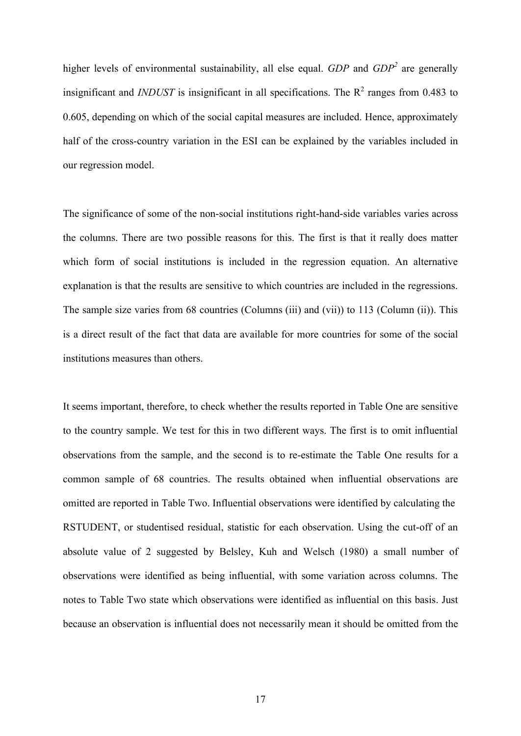higher levels of environmental sustainability, all else equal. *GDP* and *GDP*$^2$ are generally insignificant and *INDUST* is insignificant in all specifications. The $R^2$ ranges from 0.483 to 0.605, depending on which of the social capital measures are included. Hence, approximately half of the cross-country variation in the ESI can be explained by the variables included in our regression model.

The significance of some of the non-social institutions right-hand-side variables varies across the columns. There are two possible reasons for this. The first is that it really does matter which form of social institutions is included in the regression equation. An alternative explanation is that the results are sensitive to which countries are included in the regressions. The sample size varies from 68 countries (Columns (iii) and (vii)) to 113 (Column (ii)). This is a direct result of the fact that data are available for more countries for some of the social institutions measures than others.

It seems important, therefore, to check whether the results reported in Table One are sensitive to the country sample. We test for this in two different ways. The first is to omit influential observations from the sample, and the second is to re-estimate the Table One results for a common sample of 68 countries. The results obtained when influential observations are omitted are reported in Table Two. Influential observations were identified by calculating the RSTUDENT, or studentised residual, statistic for each observation. Using the cut-off of an absolute value of 2 suggested by Belsley, Kuh and Welsch (1980) a small number of observations were identified as being influential, with some variation across columns. The notes to Table Two state which observations were identified as influential on this basis. Just because an observation is influential does not necessarily mean it should be omitted from the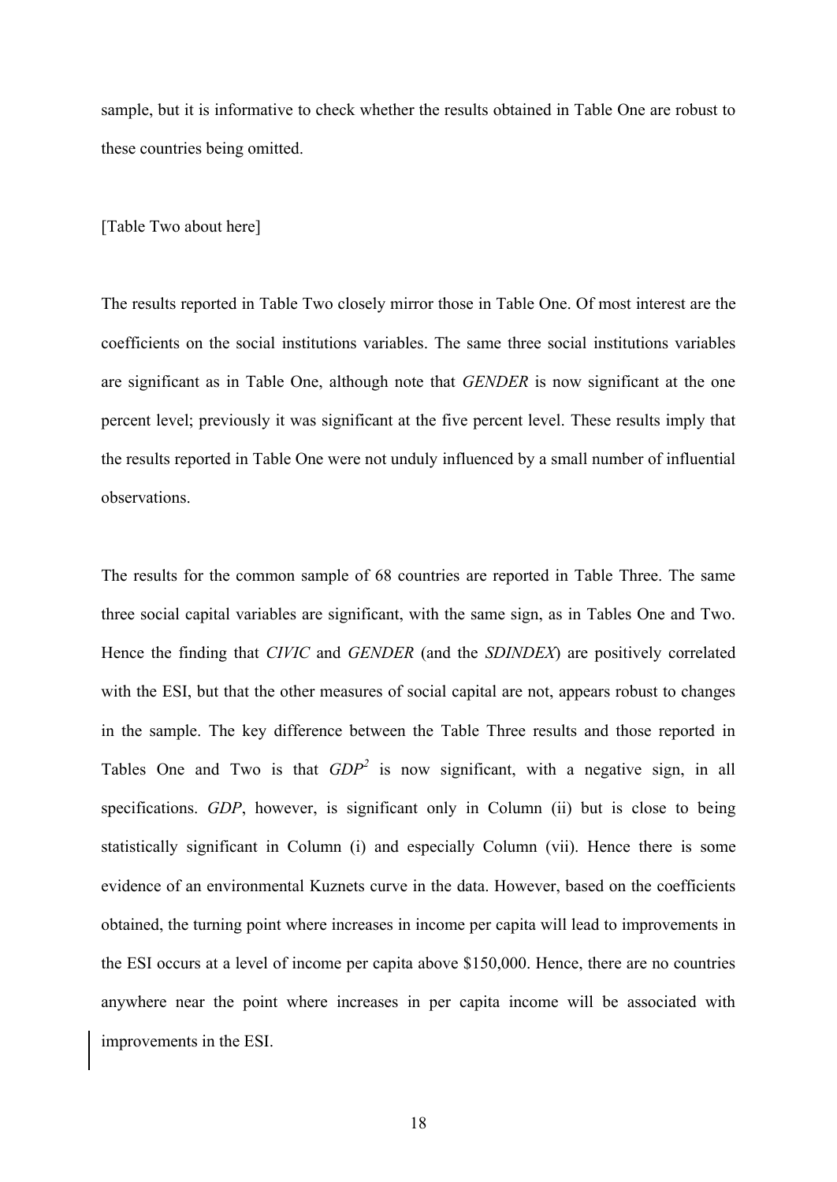sample, but it is informative to check whether the results obtained in Table One are robust to these countries being omitted.

[Table Two about here]

The results reported in Table Two closely mirror those in Table One. Of most interest are the coefficients on the social institutions variables. The same three social institutions variables are significant as in Table One, although note that *GENDER* is now significant at the one percent level; previously it was significant at the five percent level. These results imply that the results reported in Table One were not unduly influenced by a small number of influential observations.

The results for the common sample of 68 countries are reported in Table Three. The same three social capital variables are significant, with the same sign, as in Tables One and Two. Hence the finding that *CIVIC* and *GENDER* (and the *SDINDEX*) are positively correlated with the ESI, but that the other measures of social capital are not, appears robust to changes in the sample. The key difference between the Table Three results and those reported in Tables One and Two is that $GDP^2$ is now significant, with a negative sign, in all specifications. *GDP*, however, is significant only in Column (ii) but is close to being statistically significant in Column (i) and especially Column (vii). Hence there is some evidence of an environmental Kuznets curve in the data. However, based on the coefficients obtained, the turning point where increases in income per capita will lead to improvements in the ESI occurs at a level of income per capita above $150,000. Hence, there are no countries anywhere near the point where increases in per capita income will be associated with improvements in the ESI.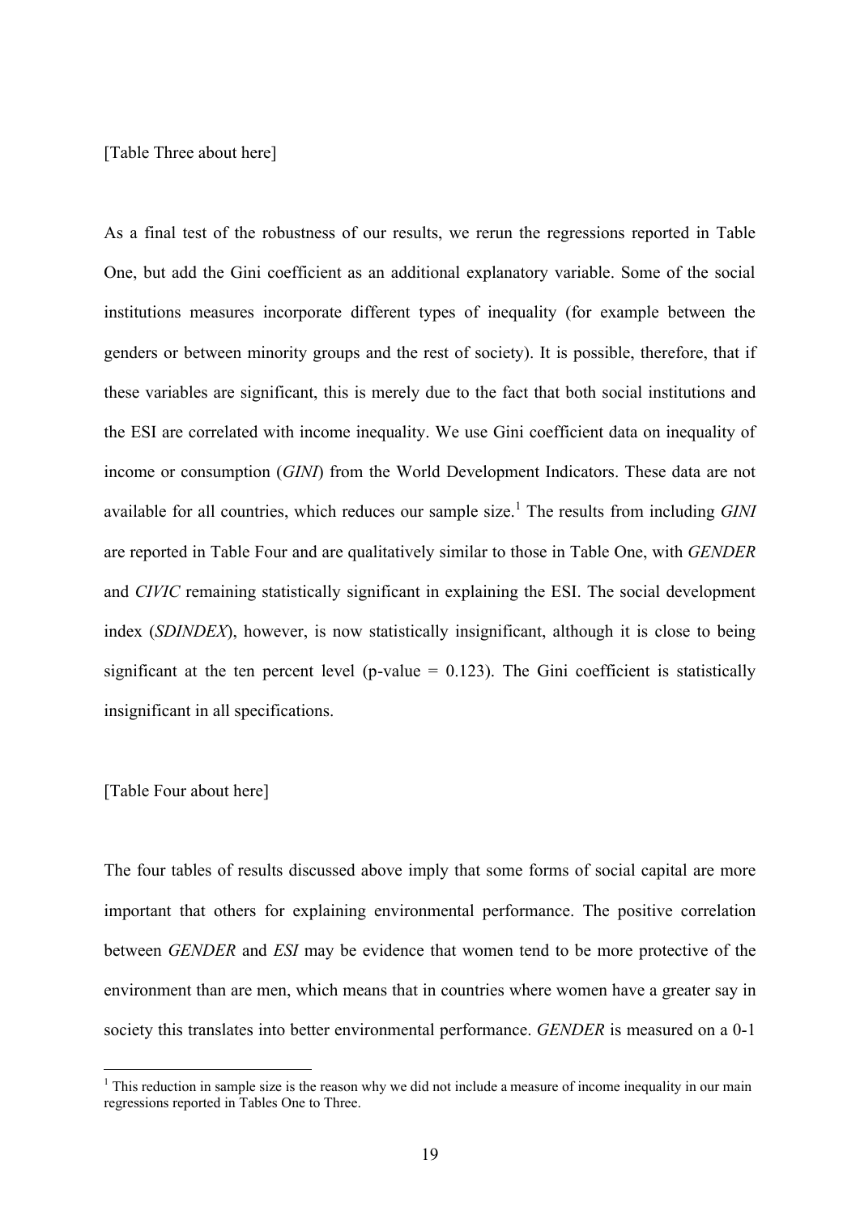[Table Three about here]

As a final test of the robustness of our results, we rerun the regressions reported in Table One, but add the Gini coefficient as an additional explanatory variable. Some of the social institutions measures incorporate different types of inequality (for example between the genders or between minority groups and the rest of society). It is possible, therefore, that if these variables are significant, this is merely due to the fact that both social institutions and the ESI are correlated with income inequality. We use Gini coefficient data on inequality of income or consumption (*GINI*) from the World Development Indicators. These data are not available for all countries, which reduces our sample size.[1] The results from including *GINI* are reported in Table Four and are qualitatively similar to those in Table One, with *GENDER* and *CIVIC* remaining statistically significant in explaining the ESI. The social development index (*SDINDEX*), however, is now statistically insignificant, although it is close to being significant at the ten percent level (p-value = 0.123). The Gini coefficient is statistically insignificant in all specifications.

[Table Four about here]

The four tables of results discussed above imply that some forms of social capital are more important that others for explaining environmental performance. The positive correlation between *GENDER* and *ESI* may be evidence that women tend to be more protective of the environment than are men, which means that in countries where women have a greater say in society this translates into better environmental performance. *GENDER* is measured on a 0-1

[1] This reduction in sample size is the reason why we did not include a measure of income inequality in our main regressions reported in Tables One to Three.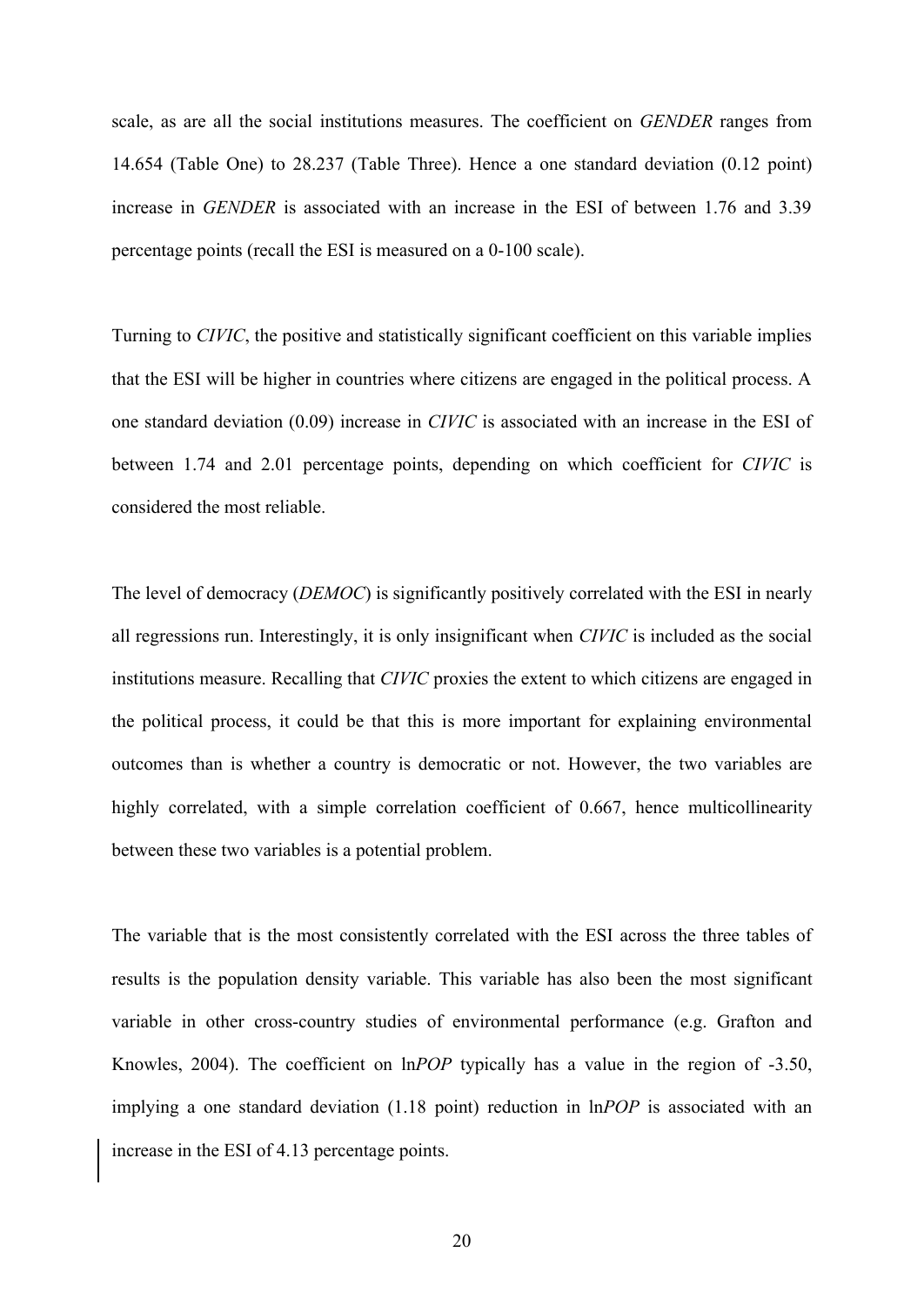scale, as are all the social institutions measures. The coefficient on *GENDER* ranges from 14.654 (Table One) to 28.237 (Table Three). Hence a one standard deviation (0.12 point) increase in *GENDER* is associated with an increase in the ESI of between 1.76 and 3.39 percentage points (recall the ESI is measured on a 0-100 scale).

Turning to *CIVIC*, the positive and statistically significant coefficient on this variable implies that the ESI will be higher in countries where citizens are engaged in the political process. A one standard deviation (0.09) increase in *CIVIC* is associated with an increase in the ESI of between 1.74 and 2.01 percentage points, depending on which coefficient for *CIVIC* is considered the most reliable.

The level of democracy (*DEMOC*) is significantly positively correlated with the ESI in nearly all regressions run. Interestingly, it is only insignificant when *CIVIC* is included as the social institutions measure. Recalling that *CIVIC* proxies the extent to which citizens are engaged in the political process, it could be that this is more important for explaining environmental outcomes than is whether a country is democratic or not. However, the two variables are highly correlated, with a simple correlation coefficient of 0.667, hence multicollinearity between these two variables is a potential problem.

The variable that is the most consistently correlated with the ESI across the three tables of results is the population density variable. This variable has also been the most significant variable in other cross-country studies of environmental performance (e.g. Grafton and Knowles, 2004). The coefficient on ln*POP* typically has a value in the region of -3.50, implying a one standard deviation (1.18 point) reduction in ln*POP* is associated with an increase in the ESI of 4.13 percentage points.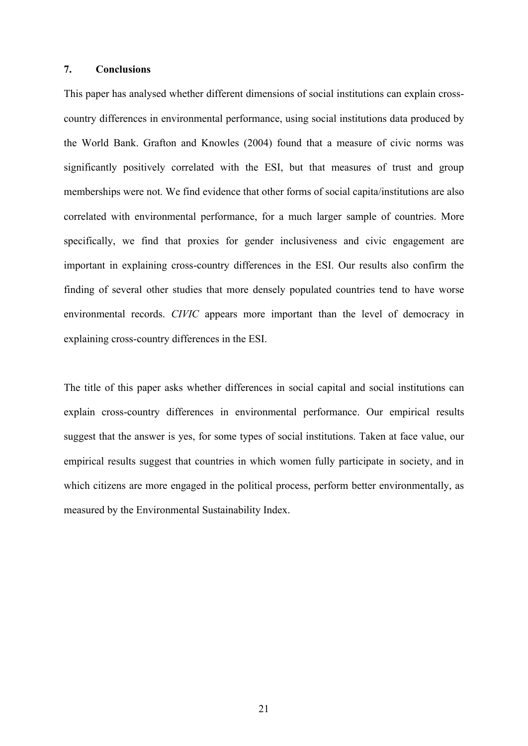## 7. Conclusions

This paper has analysed whether different dimensions of social institutions can explain cross-country differences in environmental performance, using social institutions data produced by the World Bank. Grafton and Knowles (2004) found that a measure of civic norms was significantly positively correlated with the ESI, but that measures of trust and group memberships were not. We find evidence that other forms of social capita/institutions are also correlated with environmental performance, for a much larger sample of countries. More specifically, we find that proxies for gender inclusiveness and civic engagement are important in explaining cross-country differences in the ESI. Our results also confirm the finding of several other studies that more densely populated countries tend to have worse environmental records. *CIVIC* appears more important than the level of democracy in explaining cross-country differences in the ESI.

The title of this paper asks whether differences in social capital and social institutions can explain cross-country differences in environmental performance. Our empirical results suggest that the answer is yes, for some types of social institutions. Taken at face value, our empirical results suggest that countries in which women fully participate in society, and in which citizens are more engaged in the political process, perform better environmentally, as measured by the Environmental Sustainability Index.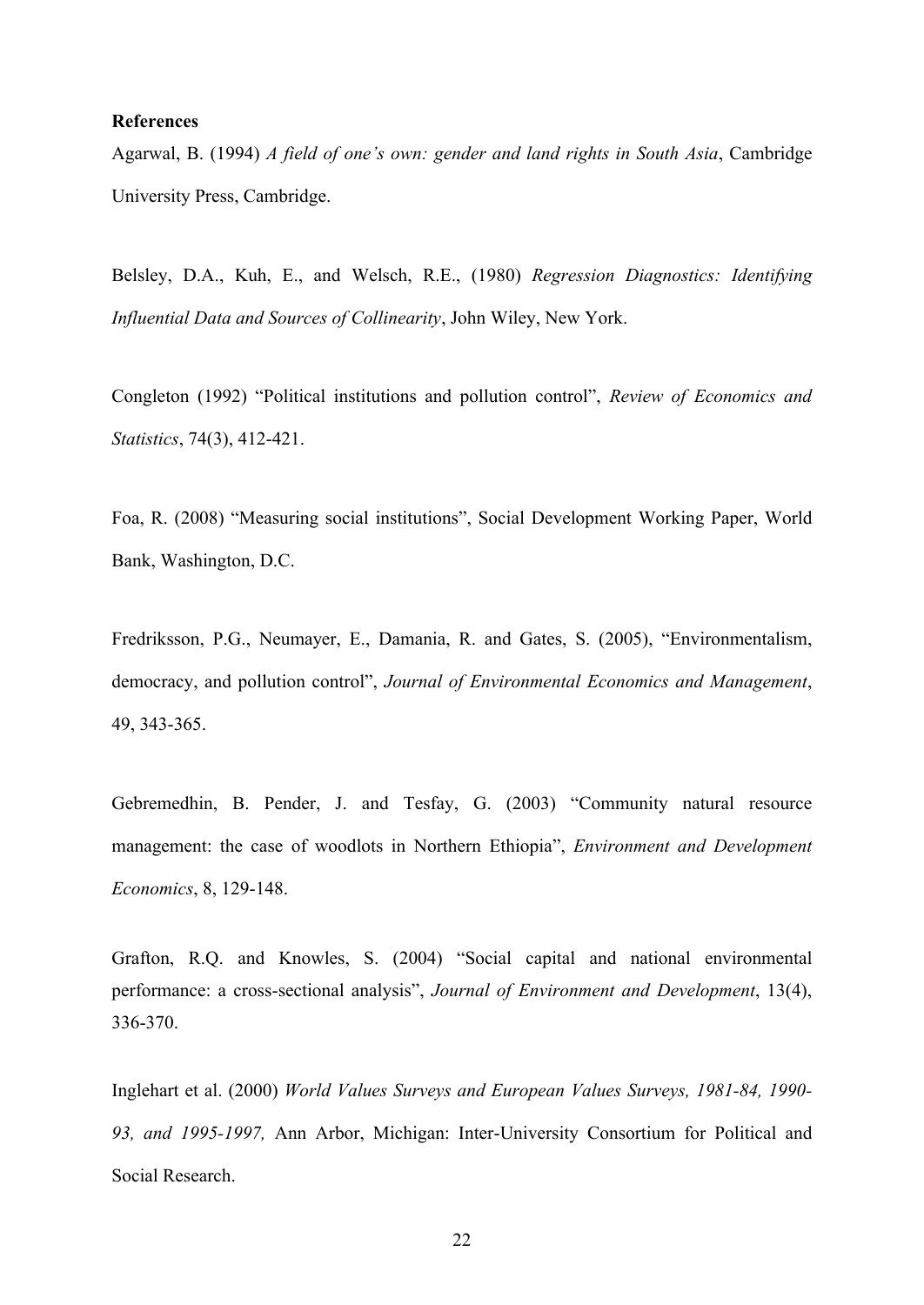**References**

Agarwal, B. (1994) *A field of one's own: gender and land rights in South Asia*, Cambridge University Press, Cambridge.

Belsley, D.A., Kuh, E., and Welsch, R.E., (1980) *Regression Diagnostics: Identifying Influential Data and Sources of Collinearity*, John Wiley, New York.

Congleton (1992) "Political institutions and pollution control", *Review of Economics and Statistics*, 74(3), 412-421.

Foa, R. (2008) "Measuring social institutions", Social Development Working Paper, World Bank, Washington, D.C.

Fredriksson, P.G., Neumayer, E., Damania, R. and Gates, S. (2005), "Environmentalism, democracy, and pollution control", *Journal of Environmental Economics and Management*, 49, 343-365.

Gebremedhin, B. Pender, J. and Tesfay, G. (2003) "Community natural resource management: the case of woodlots in Northern Ethiopia", *Environment and Development Economics*, 8, 129-148.

Grafton, R.Q. and Knowles, S. (2004) "Social capital and national environmental performance: a cross-sectional analysis", *Journal of Environment and Development*, 13(4), 336-370.

Inglehart et al. (2000) *World Values Surveys and European Values Surveys, 1981-84, 1990-93, and 1995-1997,* Ann Arbor, Michigan: Inter-University Consortium for Political and Social Research.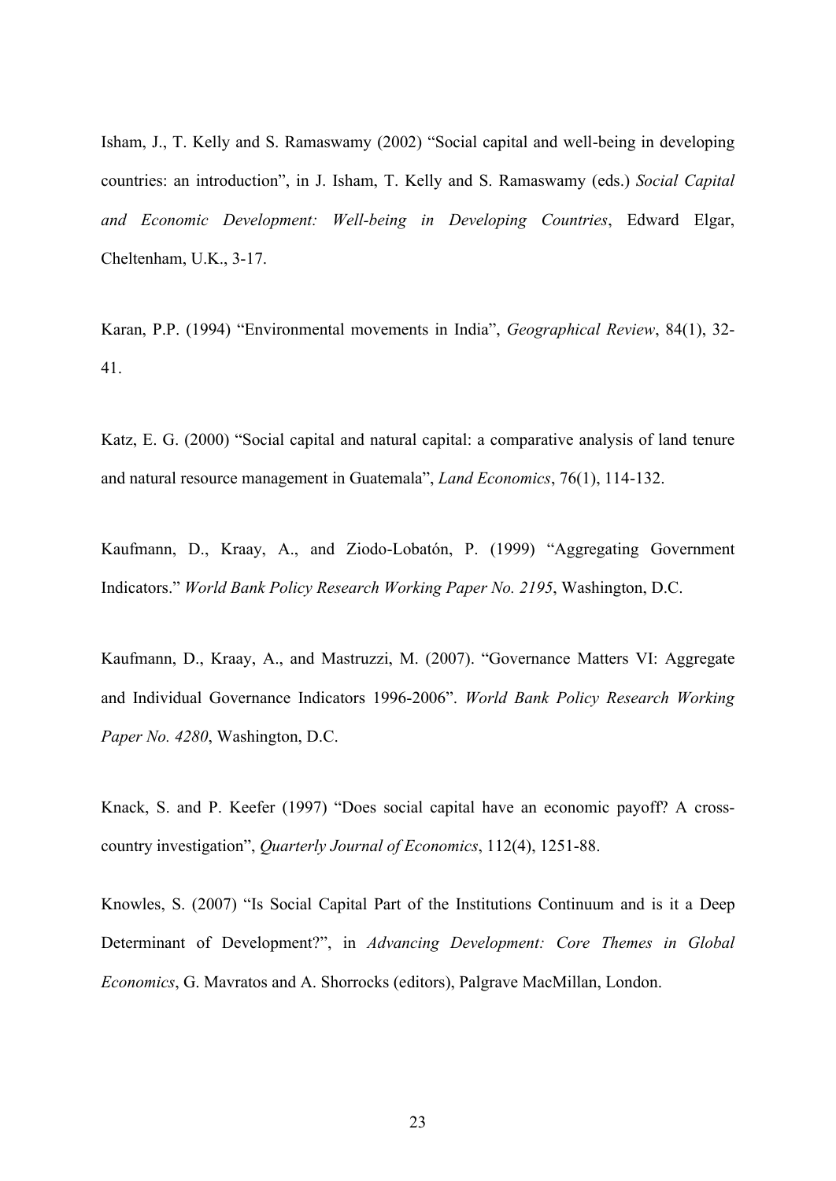Isham, J., T. Kelly and S. Ramaswamy (2002) "Social capital and well-being in developing countries: an introduction", in J. Isham, T. Kelly and S. Ramaswamy (eds.) *Social Capital and Economic Development: Well-being in Developing Countries*, Edward Elgar, Cheltenham, U.K., 3-17.

Karan, P.P. (1994) "Environmental movements in India", *Geographical Review*, 84(1), 32-41.

Katz, E. G. (2000) "Social capital and natural capital: a comparative analysis of land tenure and natural resource management in Guatemala", *Land Economics*, 76(1), 114-132.

Kaufmann, D., Kraay, A., and Ziodo-Lobatón, P. (1999) "Aggregating Government Indicators." *World Bank Policy Research Working Paper No. 2195*, Washington, D.C.

Kaufmann, D., Kraay, A., and Mastruzzi, M. (2007). "Governance Matters VI: Aggregate and Individual Governance Indicators 1996-2006". *World Bank Policy Research Working Paper No. 4280*, Washington, D.C.

Knack, S. and P. Keefer (1997) "Does social capital have an economic payoff? A cross-country investigation", *Quarterly Journal of Economics*, 112(4), 1251-88.

Knowles, S. (2007) "Is Social Capital Part of the Institutions Continuum and is it a Deep Determinant of Development?", in *Advancing Development: Core Themes in Global Economics*, G. Mavratos and A. Shorrocks (editors), Palgrave MacMillan, London.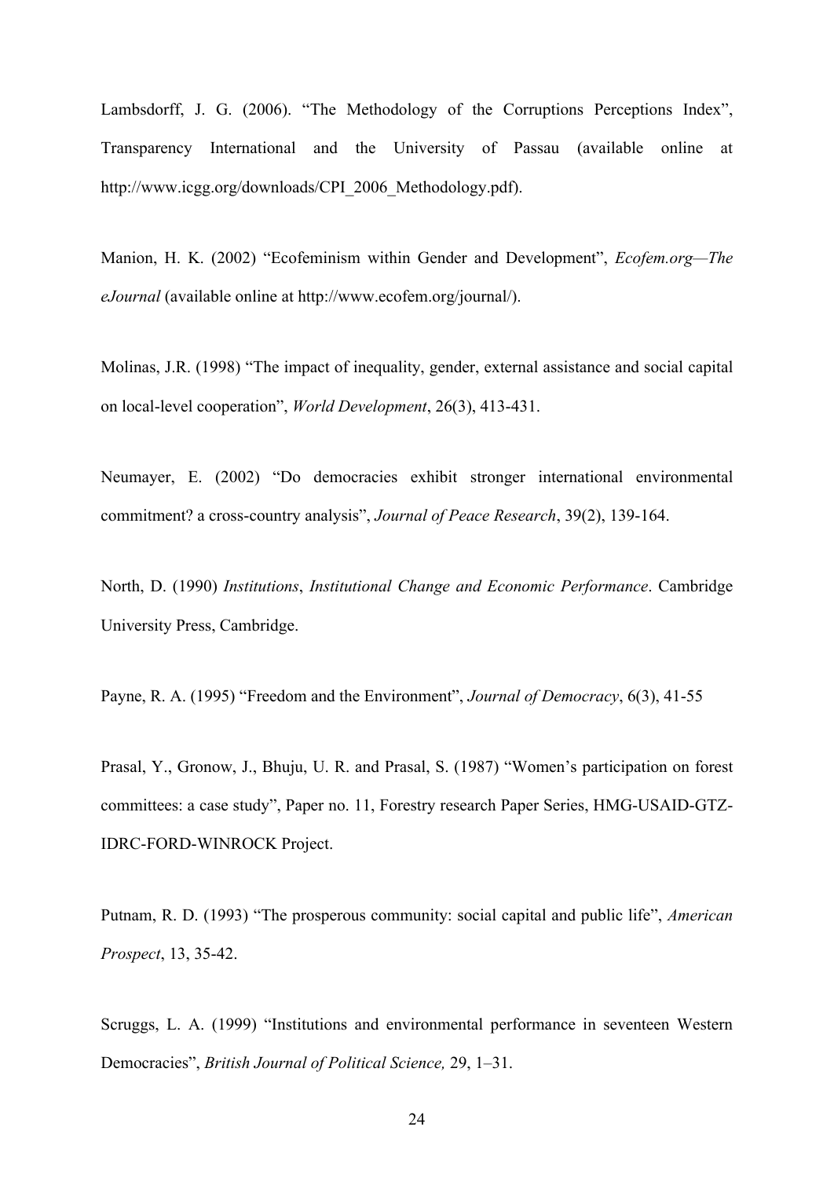Lambsdorff, J. G. (2006). "The Methodology of the Corruptions Perceptions Index", Transparency International and the University of Passau (available online at http://www.icgg.org/downloads/CPI_2006_Methodology.pdf).

Manion, H. K. (2002) "Ecofeminism within Gender and Development", *Ecofem.org—The eJournal* (available online at http://www.ecofem.org/journal/).

Molinas, J.R. (1998) "The impact of inequality, gender, external assistance and social capital on local-level cooperation", *World Development*, 26(3), 413-431.

Neumayer, E. (2002) "Do democracies exhibit stronger international environmental commitment? a cross-country analysis", *Journal of Peace Research*, 39(2), 139-164.

North, D. (1990) *Institutions*, *Institutional Change and Economic Performance*. Cambridge University Press, Cambridge.

Payne, R. A. (1995) "Freedom and the Environment", *Journal of Democracy*, 6(3), 41-55

Prasal, Y., Gronow, J., Bhuju, U. R. and Prasal, S. (1987) "Women's participation on forest committees: a case study", Paper no. 11, Forestry research Paper Series, HMG-USAID-GTZ-IDRC-FORD-WINROCK Project.

Putnam, R. D. (1993) "The prosperous community: social capital and public life", *American Prospect*, 13, 35-42.

Scruggs, L. A. (1999) "Institutions and environmental performance in seventeen Western Democracies", *British Journal of Political Science,* 29, 1–31.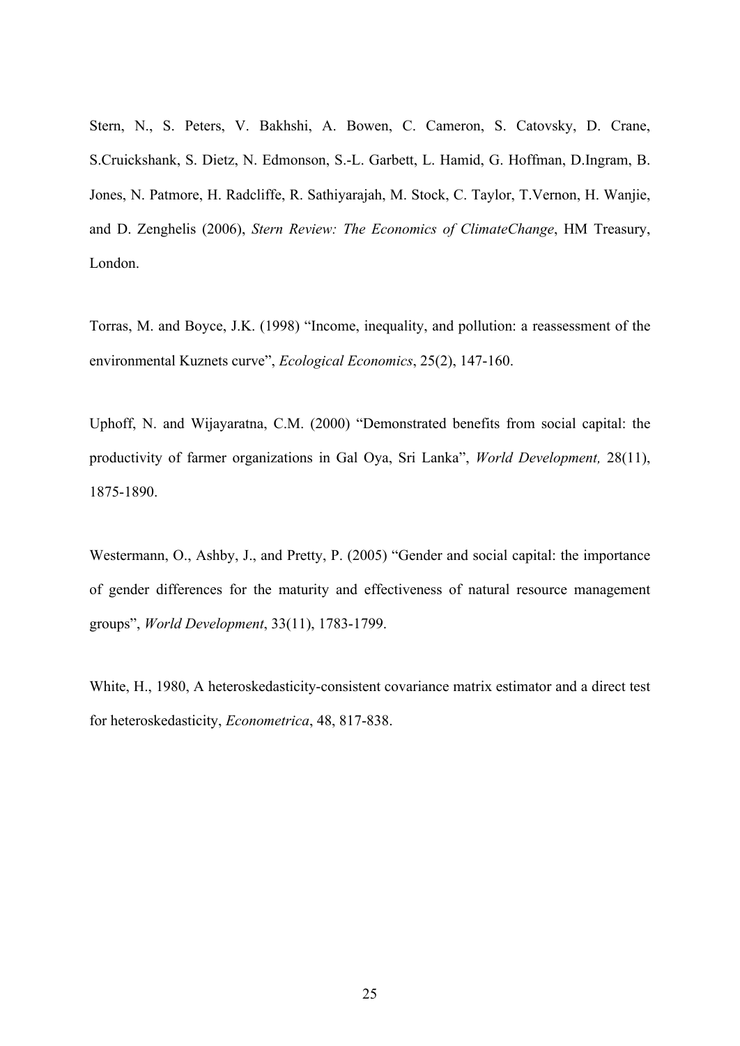Stern, N., S. Peters, V. Bakhshi, A. Bowen, C. Cameron, S. Catovsky, D. Crane, S.Cruickshank, S. Dietz, N. Edmonson, S.-L. Garbett, L. Hamid, G. Hoffman, D.Ingram, B. Jones, N. Patmore, H. Radcliffe, R. Sathiyarajah, M. Stock, C. Taylor, T.Vernon, H. Wanjie, and D. Zenghelis (2006), *Stern Review: The Economics of ClimateChange*, HM Treasury, London.

Torras, M. and Boyce, J.K. (1998) "Income, inequality, and pollution: a reassessment of the environmental Kuznets curve", *Ecological Economics*, 25(2), 147-160.

Uphoff, N. and Wijayaratna, C.M. (2000) "Demonstrated benefits from social capital: the productivity of farmer organizations in Gal Oya, Sri Lanka", *World Development,* 28(11), 1875-1890.

Westermann, O., Ashby, J., and Pretty, P. (2005) "Gender and social capital: the importance of gender differences for the maturity and effectiveness of natural resource management groups", *World Development*, 33(11), 1783-1799.

White, H., 1980, A heteroskedasticity-consistent covariance matrix estimator and a direct test for heteroskedasticity, *Econometrica*, 48, 817-838.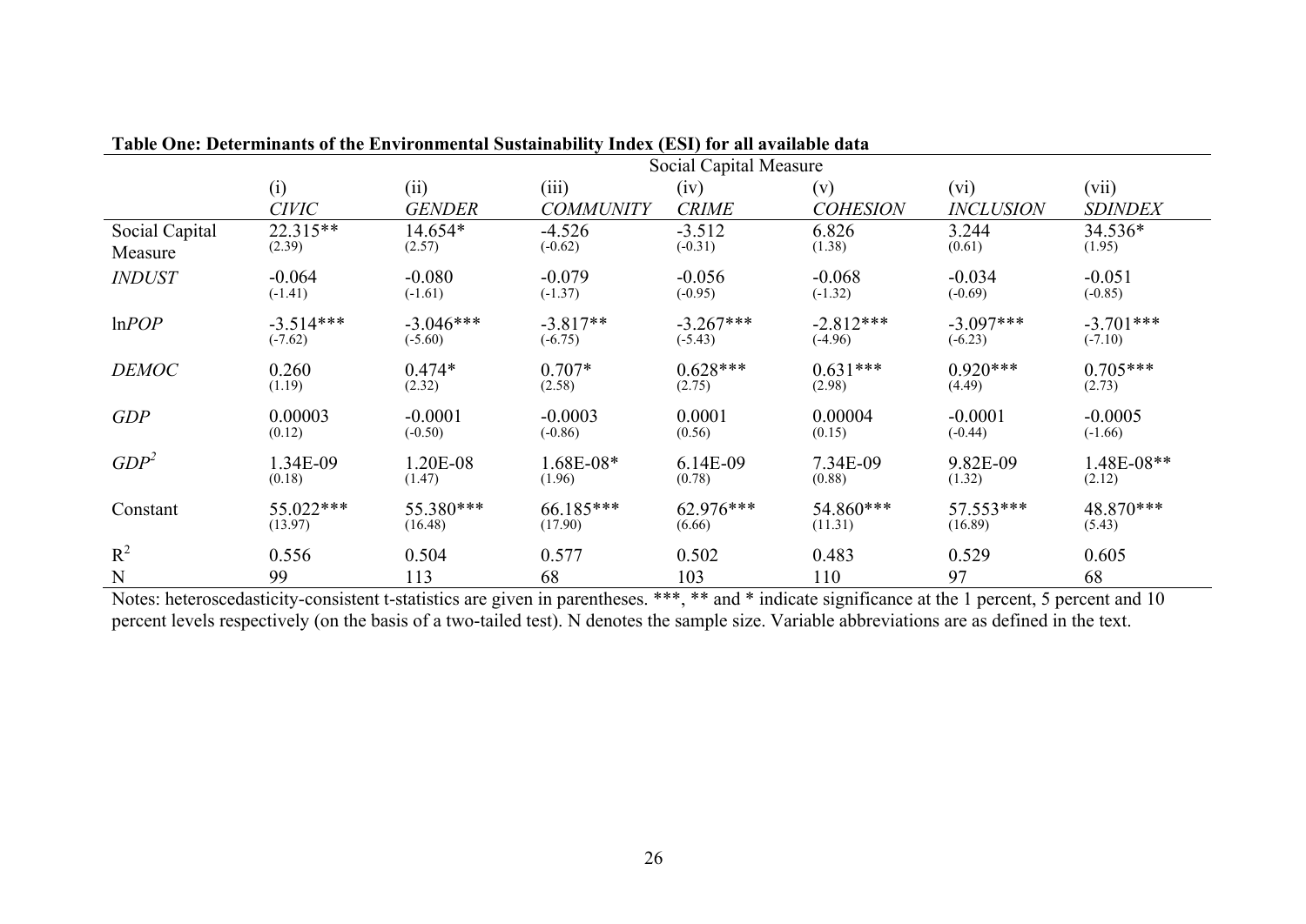**Table One: Determinants of the Environmental Sustainability Index (ESI) for all available data**

| | Social Capital Measure | | | | | | |
|---|---|---|---|---|---|---|---|
| | (i) *CIVIC* | (ii) *GENDER* | (iii) *COMMUNITY* | (iv) *CRIME* | (v) *COHESION* | (vi) *INCLUSION* | (vii) *SDINDEX* |
| Social Capital Measure | 22.315** (2.39) | 14.654* (2.57) | -4.526 (-0.62) | -3.512 (-0.31) | 6.826 (1.38) | 3.244 (0.61) | 34.536* (1.95) |
| *INDUST* | -0.064 (-1.41) | -0.080 (-1.61) | -0.079 (-1.37) | -0.056 (-0.95) | -0.068 (-1.32) | -0.034 (-0.69) | -0.051 (-0.85) |
| ln*POP* | -3.514*** (-7.62) | -3.046*** (-5.60) | -3.817** (-6.75) | -3.267*** (-5.43) | -2.812*** (-4.96) | -3.097*** (-6.23) | -3.701*** (-7.10) |
| *DEMOC* | 0.260 (1.19) | 0.474* (2.32) | 0.707* (2.58) | 0.628*** (2.75) | 0.631*** (2.98) | 0.920*** (4.49) | 0.705*** (2.73) |
| *GDP* | 0.00003 (0.12) | -0.0001 (-0.50) | -0.0003 (-0.86) | 0.0001 (0.56) | 0.00004 (0.15) | -0.0001 (-0.44) | -0.0005 (-1.66) |
| $GDP^2$ | 1.34E-09 (0.18) | 1.20E-08 (1.47) | 1.68E-08* (1.96) | 6.14E-09 (0.78) | 7.34E-09 (0.88) | 9.82E-09 (1.32) | 1.48E-08** (2.12) |
| Constant | 55.022*** (13.97) | 55.380*** (16.48) | 66.185*** (17.90) | 62.976*** (6.66) | 54.860*** (11.31) | 57.553*** (16.89) | 48.870*** (5.43) |
| $R^2$ | 0.556 | 0.504 | 0.577 | 0.502 | 0.483 | 0.529 | 0.605 |
| N | 99 | 113 | 68 | 103 | 110 | 97 | 68 |

Notes: heteroscedasticity-consistent t-statistics are given in parentheses. ***, ** and * indicate significance at the 1 percent, 5 percent and 10 percent levels respectively (on the basis of a two-tailed test). N denotes the sample size. Variable abbreviations are as defined in the text.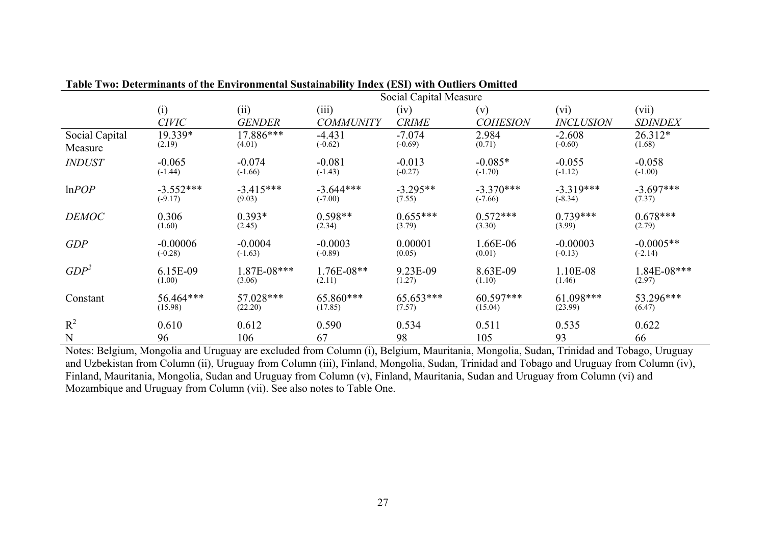**Table Two: Determinants of the Environmental Sustainability Index (ESI) with Outliers Omitted**

| | Social Capital Measure | | | | | | |
|---|---|---|---|---|---|---|---|
| | (i) *CIVIC* | (ii) *GENDER* | (iii) *COMMUNITY* | (iv) *CRIME* | (v) *COHESION* | (vi) *INCLUSION* | (vii) *SDINDEX* |
| Social Capital Measure | 19.339* (2.19) | 17.886*** (4.01) | -4.431 (-0.62) | -7.074 (-0.69) | 2.984 (0.71) | -2.608 (-0.60) | 26.312* (1.68) |
| *INDUST* | -0.065 (-1.44) | -0.074 (-1.66) | -0.081 (-1.43) | -0.013 (-0.27) | -0.085* (-1.70) | -0.055 (-1.12) | -0.058 (-1.00) |
| ln*POP* | -3.552*** (-9.17) | -3.415*** (9.03) | -3.644*** (-7.00) | -3.295** (7.55) | -3.370*** (-7.66) | -3.319*** (-8.34) | -3.697*** (7.37) |
| *DEMOC* | 0.306 (1.60) | 0.393* (2.45) | 0.598** (2.34) | 0.655*** (3.79) | 0.572*** (3.30) | 0.739*** (3.99) | 0.678*** (2.79) |
| *GDP* | -0.00006 (-0.28) | -0.0004 (-1.63) | -0.0003 (-0.89) | 0.00001 (0.05) | 1.66E-06 (0.01) | -0.00003 (-0.13) | -0.0005** (-2.14) |
| $GDP^2$ | 6.15E-09 (1.00) | 1.87E-08*** (3.06) | 1.76E-08** (2.11) | 9.23E-09 (1.27) | 8.63E-09 (1.10) | 1.10E-08 (1.46) | 1.84E-08*** (2.97) |
| Constant | 56.464*** (15.98) | 57.028*** (22.20) | 65.860*** (17.85) | 65.653*** (7.57) | 60.597*** (15.04) | 61.098*** (23.99) | 53.296*** (6.47) |
| $R^2$ | 0.610 | 0.612 | 0.590 | 0.534 | 0.511 | 0.535 | 0.622 |
| N | 96 | 106 | 67 | 98 | 105 | 93 | 66 |

Notes: Belgium, Mongolia and Uruguay are excluded from Column (i), Belgium, Mauritania, Mongolia, Sudan, Trinidad and Tobago, Uruguay and Uzbekistan from Column (ii), Uruguay from Column (iii), Finland, Mongolia, Sudan, Trinidad and Tobago and Uruguay from Column (iv), Finland, Mauritania, Mongolia, Sudan and Uruguay from Column (v), Finland, Mauritania, Sudan and Uruguay from Column (vi) and Mozambique and Uruguay from Column (vii). See also notes to Table One.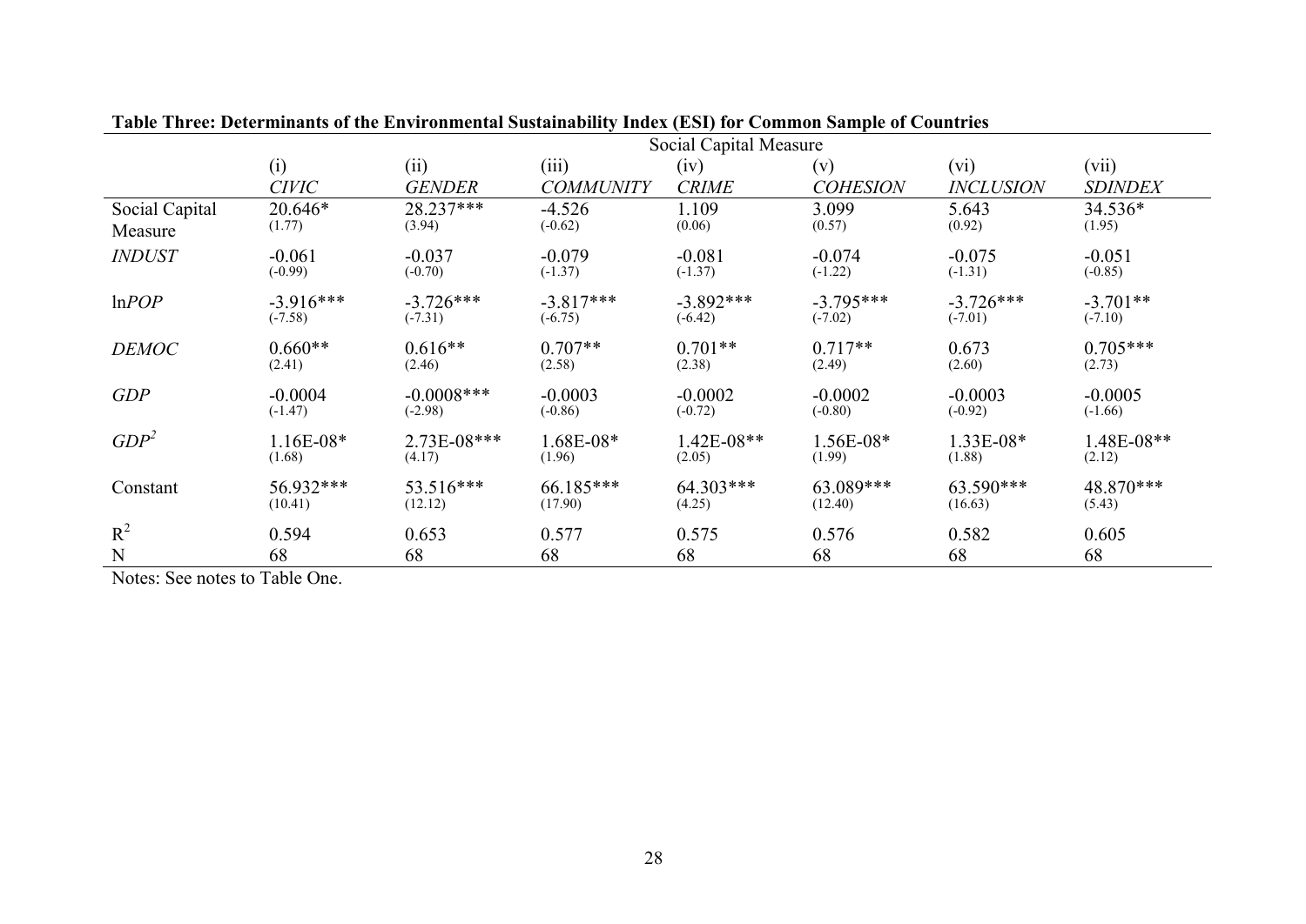**Table Three: Determinants of the Environmental Sustainability Index (ESI) for Common Sample of Countries**

| | Social Capital Measure | | | | | | |
|---|---|---|---|---|---|---|---|
| | (i) *CIVIC* | (ii) *GENDER* | (iii) *COMMUNITY* | (iv) *CRIME* | (v) *COHESION* | (vi) *INCLUSION* | (vii) *SDINDEX* |
| Social Capital Measure | 20.646* (1.77) | 28.237*** (3.94) | -4.526 (-0.62) | 1.109 (0.06) | 3.099 (0.57) | 5.643 (0.92) | 34.536* (1.95) |
| *INDUST* | -0.061 (-0.99) | -0.037 (-0.70) | -0.079 (-1.37) | -0.081 (-1.37) | -0.074 (-1.22) | -0.075 (-1.31) | -0.051 (-0.85) |
| ln*POP* | -3.916*** (-7.58) | -3.726*** (-7.31) | -3.817*** (-6.75) | -3.892*** (-6.42) | -3.795*** (-7.02) | -3.726*** (-7.01) | -3.701** (-7.10) |
| *DEMOC* | 0.660** (2.41) | 0.616** (2.46) | 0.707** (2.58) | 0.701** (2.38) | 0.717** (2.49) | 0.673 (2.60) | 0.705*** (2.73) |
| *GDP* | -0.0004 (-1.47) | -0.0008*** (-2.98) | -0.0003 (-0.86) | -0.0002 (-0.72) | -0.0002 (-0.80) | -0.0003 (-0.92) | -0.0005 (-1.66) |
| $GDP^2$ | 1.16E-08* (1.68) | 2.73E-08*** (4.17) | 1.68E-08* (1.96) | 1.42E-08** (2.05) | 1.56E-08* (1.99) | 1.33E-08* (1.88) | 1.48E-08** (2.12) |
| Constant | 56.932*** (10.41) | 53.516*** (12.12) | 66.185*** (17.90) | 64.303*** (4.25) | 63.089*** (12.40) | 63.590*** (16.63) | 48.870*** (5.43) |
| $R^2$ | 0.594 | 0.653 | 0.577 | 0.575 | 0.576 | 0.582 | 0.605 |
| N | 68 | 68 | 68 | 68 | 68 | 68 | 68 |

Notes: See notes to Table One.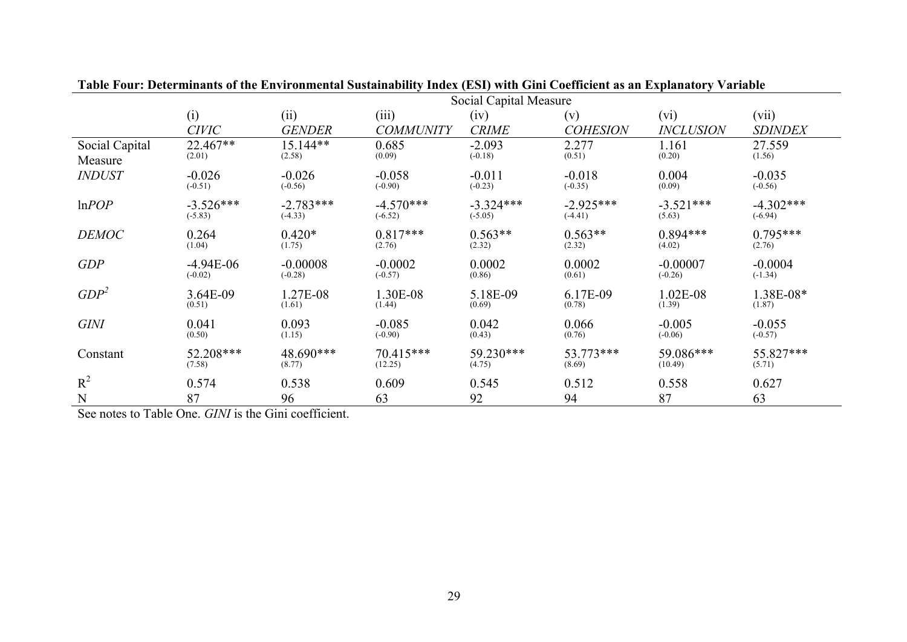**Table Four: Determinants of the Environmental Sustainability Index (ESI) with Gini Coefficient as an Explanatory Variable**

| | Social Capital Measure | | | | | | |
|---|---|---|---|---|---|---|---|
| | (i) *CIVIC* | (ii) *GENDER* | (iii) *COMMUNITY* | (iv) *CRIME* | (v) *COHESION* | (vi) *INCLUSION* | (vii) *SDINDEX* |
| Social Capital Measure | 22.467** (2.01) | 15.144** (2.58) | 0.685 (0.09) | -2.093 (-0.18) | 2.277 (0.51) | 1.161 (0.20) | 27.559 (1.56) |
| *INDUST* | -0.026 (-0.51) | -0.026 (-0.56) | -0.058 (-0.90) | -0.011 (-0.23) | -0.018 (-0.35) | 0.004 (0.09) | -0.035 (-0.56) |
| ln*POP* | -3.526*** (-5.83) | -2.783*** (-4.33) | -4.570*** (-6.52) | -3.324*** (-5.05) | -2.925*** (-4.41) | -3.521*** (5.63) | -4.302*** (-6.94) |
| *DEMOC* | 0.264 (1.04) | 0.420* (1.75) | 0.817*** (2.76) | 0.563** (2.32) | 0.563** (2.32) | 0.894*** (4.02) | 0.795*** (2.76) |
| *GDP* | -4.94E-06 (-0.02) | -0.00008 (-0.28) | -0.0002 (-0.57) | 0.0002 (0.86) | 0.0002 (0.61) | -0.00007 (-0.26) | -0.0004 (-1.34) |
| $GDP^2$ | 3.64E-09 (0.51) | 1.27E-08 (1.61) | 1.30E-08 (1.44) | 5.18E-09 (0.69) | 6.17E-09 (0.78) | 1.02E-08 (1.39) | 1.38E-08* (1.87) |
| *GINI* | 0.041 (0.50) | 0.093 (1.15) | -0.085 (-0.90) | 0.042 (0.43) | 0.066 (0.76) | -0.005 (-0.06) | -0.055 (-0.57) |
| Constant | 52.208*** (7.58) | 48.690*** (8.77) | 70.415*** (12.25) | 59.230*** (4.75) | 53.773*** (8.69) | 59.086*** (10.49) | 55.827*** (5.71) |
| $R^2$ | 0.574 | 0.538 | 0.609 | 0.545 | 0.512 | 0.558 | 0.627 |
| N | 87 | 96 | 63 | 92 | 94 | 87 | 63 |

See notes to Table One. *GINI* is the Gini coefficient.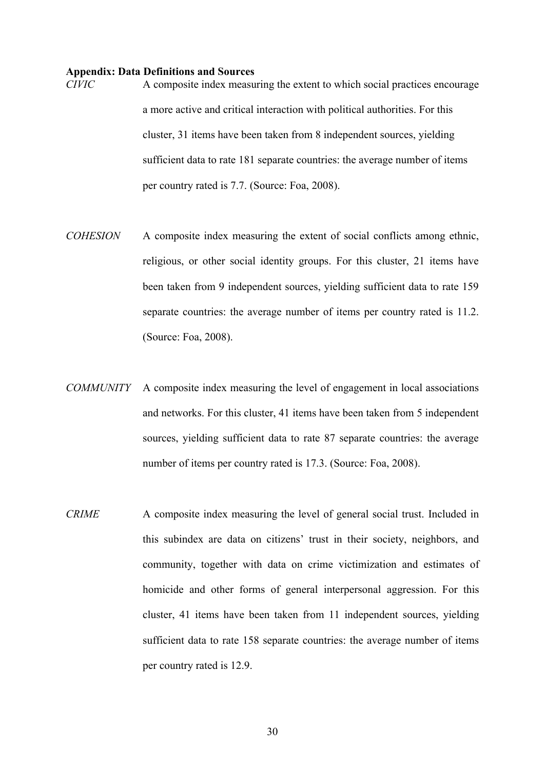**Appendix: Data Definitions and Sources**

*CIVIC* A composite index measuring the extent to which social practices encourage a more active and critical interaction with political authorities. For this cluster, 31 items have been taken from 8 independent sources, yielding sufficient data to rate 181 separate countries: the average number of items per country rated is 7.7. (Source: Foa, 2008).

*COHESION* A composite index measuring the extent of social conflicts among ethnic, religious, or other social identity groups. For this cluster, 21 items have been taken from 9 independent sources, yielding sufficient data to rate 159 separate countries: the average number of items per country rated is 11.2. (Source: Foa, 2008).

*COMMUNITY* A composite index measuring the level of engagement in local associations and networks. For this cluster, 41 items have been taken from 5 independent sources, yielding sufficient data to rate 87 separate countries: the average number of items per country rated is 17.3. (Source: Foa, 2008).

*CRIME* A composite index measuring the level of general social trust. Included in this subindex are data on citizens' trust in their society, neighbors, and community, together with data on crime victimization and estimates of homicide and other forms of general interpersonal aggression. For this cluster, 41 items have been taken from 11 independent sources, yielding sufficient data to rate 158 separate countries: the average number of items per country rated is 12.9.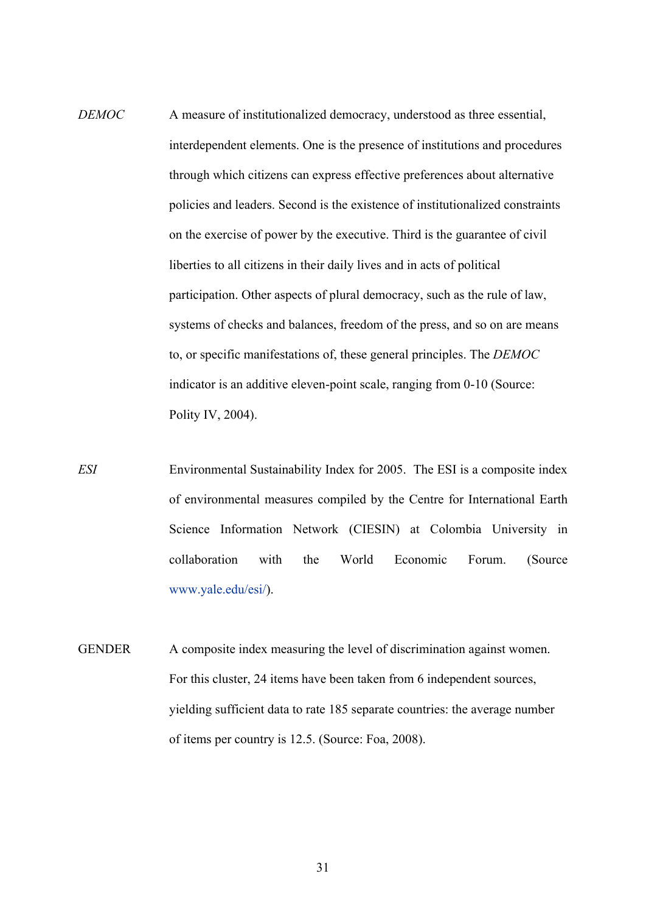*DEMOC* A measure of institutionalized democracy, understood as three essential, interdependent elements. One is the presence of institutions and procedures through which citizens can express effective preferences about alternative policies and leaders. Second is the existence of institutionalized constraints on the exercise of power by the executive. Third is the guarantee of civil liberties to all citizens in their daily lives and in acts of political participation. Other aspects of plural democracy, such as the rule of law, systems of checks and balances, freedom of the press, and so on are means to, or specific manifestations of, these general principles. The *DEMOC* indicator is an additive eleven-point scale, ranging from 0-10 (Source: Polity IV, 2004).

*ESI* Environmental Sustainability Index for 2005. The ESI is a composite index of environmental measures compiled by the Centre for International Earth Science Information Network (CIESIN) at Colombia University in collaboration with the World Economic Forum. (Source www.yale.edu/esi/).

GENDER A composite index measuring the level of discrimination against women. For this cluster, 24 items have been taken from 6 independent sources, yielding sufficient data to rate 185 separate countries: the average number of items per country is 12.5. (Source: Foa, 2008).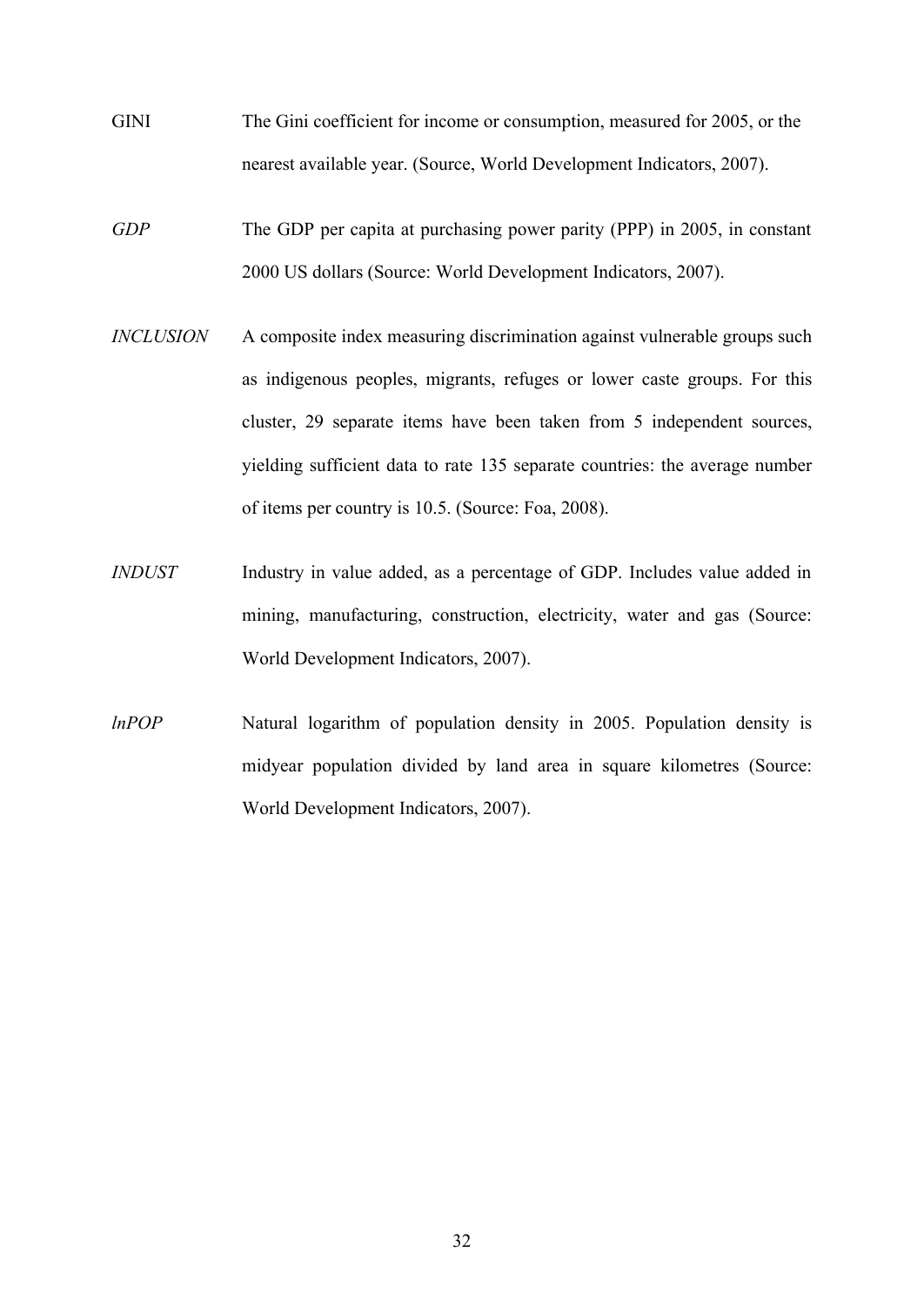GINI The Gini coefficient for income or consumption, measured for 2005, or the nearest available year. (Source, World Development Indicators, 2007).

*GDP* The GDP per capita at purchasing power parity (PPP) in 2005, in constant 2000 US dollars (Source: World Development Indicators, 2007).

*INCLUSION* A composite index measuring discrimination against vulnerable groups such as indigenous peoples, migrants, refuges or lower caste groups. For this cluster, 29 separate items have been taken from 5 independent sources, yielding sufficient data to rate 135 separate countries: the average number of items per country is 10.5. (Source: Foa, 2008).

*INDUST* Industry in value added, as a percentage of GDP. Includes value added in mining, manufacturing, construction, electricity, water and gas (Source: World Development Indicators, 2007).

*lnPOP* Natural logarithm of population density in 2005. Population density is midyear population divided by land area in square kilometres (Source: World Development Indicators, 2007).